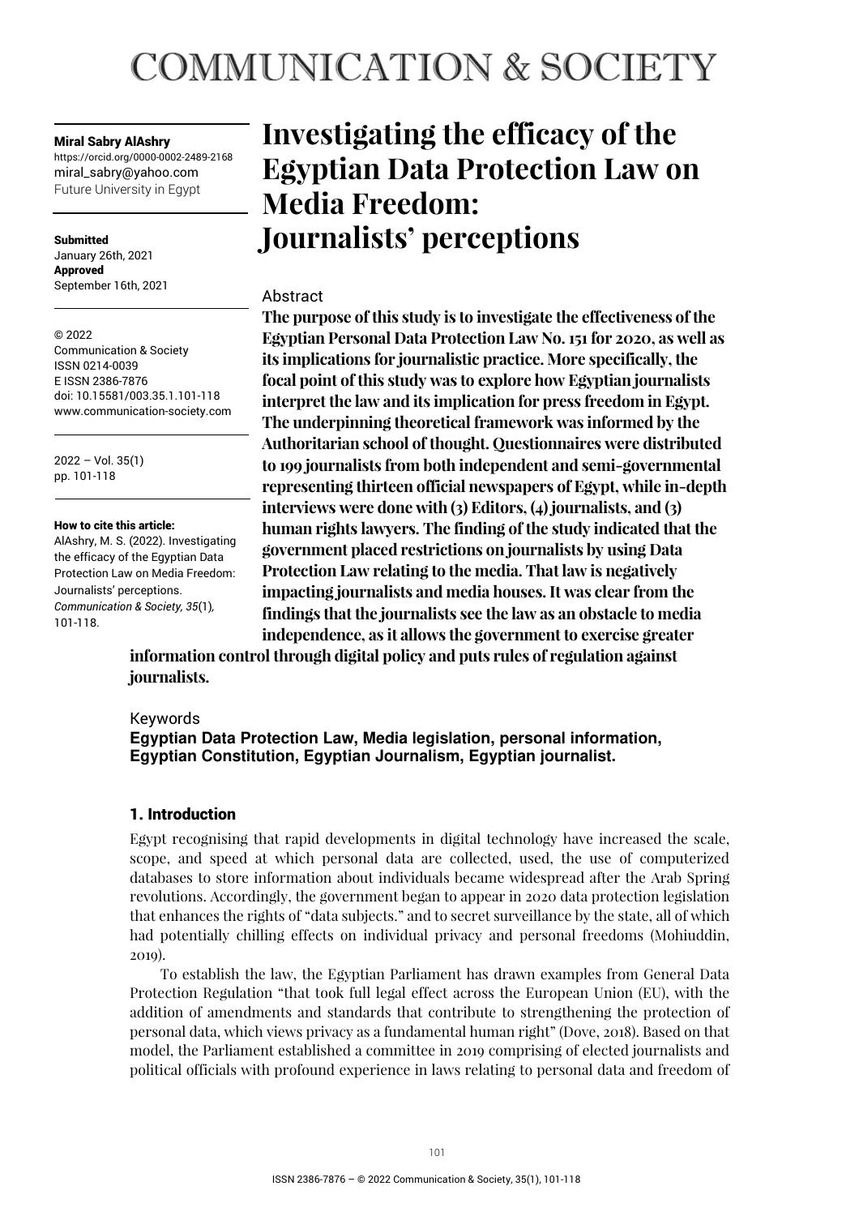# COMMUNICATION & SOCIETY

**Miral Sabry AlAshry**
https://orcid.org/0000-0002-2489-2168
miral_sabry@yahoo.com
Future University in Egypt

**Submitted**
January 26th, 2021
**Approved**
September 16th, 2021

© 2022
Communication & Society
ISSN 0214-0039
E ISSN 2386-7876
doi: 10.15581/003.35.1.101-118
www.communication-society.com

2022 – Vol. 35(1)
pp. 101-118

**How to cite this article:**
AlAshry, M. S. (2022). Investigating the efficacy of the Egyptian Data Protection Law on Media Freedom: Journalists' perceptions. *Communication & Society, 35*(1), 101-118.

# Investigating the efficacy of the Egyptian Data Protection Law on Media Freedom: Journalists' perceptions

## Abstract

**The purpose of this study is to investigate the effectiveness of the Egyptian Personal Data Protection Law No. 151 for 2020, as well as its implications for journalistic practice. More specifically, the focal point of this study was to explore how Egyptian journalists interpret the law and its implication for press freedom in Egypt. The underpinning theoretical framework was informed by the Authoritarian school of thought. Questionnaires were distributed to 199 journalists from both independent and semi-governmental representing thirteen official newspapers of Egypt, while in-depth interviews were done with (3) Editors, (4) journalists, and (3) human rights lawyers. The finding of the study indicated that the government placed restrictions on journalists by using Data Protection Law relating to the media. That law is negatively impacting journalists and media houses. It was clear from the findings that the journalists see the law as an obstacle to media independence, as it allows the government to exercise greater information control through digital policy and puts rules of regulation against journalists.**

## Keywords

**Egyptian Data Protection Law, Media legislation, personal information, Egyptian Constitution, Egyptian Journalism, Egyptian journalist.**

## 1. Introduction

Egypt recognising that rapid developments in digital technology have increased the scale, scope, and speed at which personal data are collected, used, the use of computerized databases to store information about individuals became widespread after the Arab Spring revolutions. Accordingly, the government began to appear in 2020 data protection legislation that enhances the rights of "data subjects." and to secret surveillance by the state, all of which had potentially chilling effects on individual privacy and personal freedoms (Mohiuddin, 2019).

To establish the law, the Egyptian Parliament has drawn examples from General Data Protection Regulation "that took full legal effect across the European Union (EU), with the addition of amendments and standards that contribute to strengthening the protection of personal data, which views privacy as a fundamental human right" (Dove, 2018). Based on that model, the Parliament established a committee in 2019 comprising of elected journalists and political officials with profound experience in laws relating to personal data and freedom of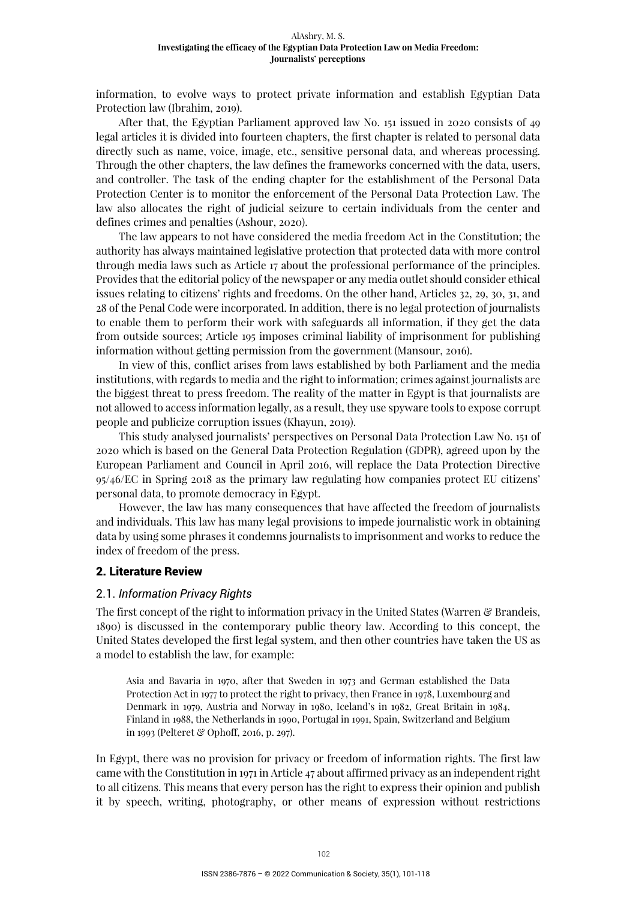information, to evolve ways to protect private information and establish Egyptian Data Protection law (Ibrahim, 2019).

After that, the Egyptian Parliament approved law No. 151 issued in 2020 consists of 49 legal articles it is divided into fourteen chapters, the first chapter is related to personal data directly such as name, voice, image, etc., sensitive personal data, and whereas processing. Through the other chapters, the law defines the frameworks concerned with the data, users, and controller. The task of the ending chapter for the establishment of the Personal Data Protection Center is to monitor the enforcement of the Personal Data Protection Law. The law also allocates the right of judicial seizure to certain individuals from the center and defines crimes and penalties (Ashour, 2020).

The law appears to not have considered the media freedom Act in the Constitution; the authority has always maintained legislative protection that protected data with more control through media laws such as Article 17 about the professional performance of the principles. Provides that the editorial policy of the newspaper or any media outlet should consider ethical issues relating to citizens' rights and freedoms. On the other hand, Articles 32, 29, 30, 31, and 28 of the Penal Code were incorporated. In addition, there is no legal protection of journalists to enable them to perform their work with safeguards all information, if they get the data from outside sources; Article 195 imposes criminal liability of imprisonment for publishing information without getting permission from the government (Mansour, 2016).

In view of this, conflict arises from laws established by both Parliament and the media institutions, with regards to media and the right to information; crimes against journalists are the biggest threat to press freedom. The reality of the matter in Egypt is that journalists are not allowed to access information legally, as a result, they use spyware tools to expose corrupt people and publicize corruption issues (Khayun, 2019).

This study analysed journalists' perspectives on Personal Data Protection Law No. 151 of 2020 which is based on the General Data Protection Regulation (GDPR), agreed upon by the European Parliament and Council in April 2016, will replace the Data Protection Directive 95/46/EC in Spring 2018 as the primary law regulating how companies protect EU citizens' personal data, to promote democracy in Egypt.

However, the law has many consequences that have affected the freedom of journalists and individuals. This law has many legal provisions to impede journalistic work in obtaining data by using some phrases it condemns journalists to imprisonment and works to reduce the index of freedom of the press.

## 2. Literature Review

### 2.1. *Information Privacy Rights*

The first concept of the right to information privacy in the United States (Warren & Brandeis, 1890) is discussed in the contemporary public theory law. According to this concept, the United States developed the first legal system, and then other countries have taken the US as a model to establish the law, for example:

> Asia and Bavaria in 1970, after that Sweden in 1973 and German established the Data Protection Act in 1977 to protect the right to privacy, then France in 1978, Luxembourg and Denmark in 1979, Austria and Norway in 1980, Iceland's in 1982, Great Britain in 1984, Finland in 1988, the Netherlands in 1990, Portugal in 1991, Spain, Switzerland and Belgium in 1993 (Pelteret & Ophoff, 2016, p. 297).

In Egypt, there was no provision for privacy or freedom of information rights. The first law came with the Constitution in 1971 in Article 47 about affirmed privacy as an independent right to all citizens. This means that every person has the right to express their opinion and publish it by speech, writing, photography, or other means of expression without restrictions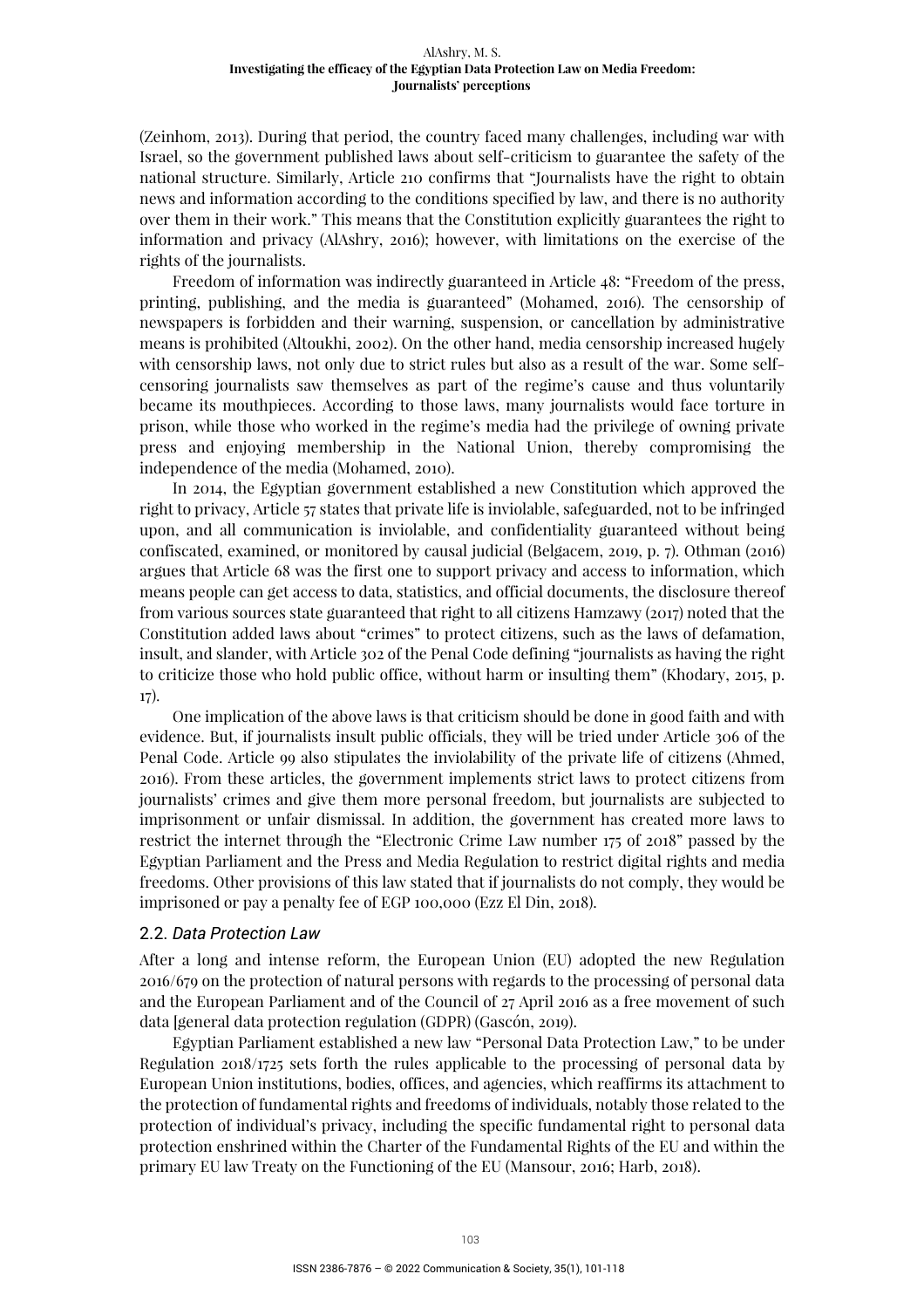(Zeinhom, 2013). During that period, the country faced many challenges, including war with Israel, so the government published laws about self-criticism to guarantee the safety of the national structure. Similarly, Article 210 confirms that "Journalists have the right to obtain news and information according to the conditions specified by law, and there is no authority over them in their work." This means that the Constitution explicitly guarantees the right to information and privacy (AlAshry, 2016); however, with limitations on the exercise of the rights of the journalists.

Freedom of information was indirectly guaranteed in Article 48: "Freedom of the press, printing, publishing, and the media is guaranteed" (Mohamed, 2016). The censorship of newspapers is forbidden and their warning, suspension, or cancellation by administrative means is prohibited (Altoukhi, 2002). On the other hand, media censorship increased hugely with censorship laws, not only due to strict rules but also as a result of the war. Some self-censoring journalists saw themselves as part of the regime's cause and thus voluntarily became its mouthpieces. According to those laws, many journalists would face torture in prison, while those who worked in the regime's media had the privilege of owning private press and enjoying membership in the National Union, thereby compromising the independence of the media (Mohamed, 2010).

In 2014, the Egyptian government established a new Constitution which approved the right to privacy, Article 57 states that private life is inviolable, safeguarded, not to be infringed upon, and all communication is inviolable, and confidentiality guaranteed without being confiscated, examined, or monitored by causal judicial (Belgacem, 2019, p. 7). Othman (2016) argues that Article 68 was the first one to support privacy and access to information, which means people can get access to data, statistics, and official documents, the disclosure thereof from various sources state guaranteed that right to all citizens Hamzawy (2017) noted that the Constitution added laws about "crimes" to protect citizens, such as the laws of defamation, insult, and slander, with Article 302 of the Penal Code defining "journalists as having the right to criticize those who hold public office, without harm or insulting them" (Khodary, 2015, p. 17).

One implication of the above laws is that criticism should be done in good faith and with evidence. But, if journalists insult public officials, they will be tried under Article 306 of the Penal Code. Article 99 also stipulates the inviolability of the private life of citizens (Ahmed, 2016). From these articles, the government implements strict laws to protect citizens from journalists' crimes and give them more personal freedom, but journalists are subjected to imprisonment or unfair dismissal. In addition, the government has created more laws to restrict the internet through the "Electronic Crime Law number 175 of 2018" passed by the Egyptian Parliament and the Press and Media Regulation to restrict digital rights and media freedoms. Other provisions of this law stated that if journalists do not comply, they would be imprisoned or pay a penalty fee of EGP 100,000 (Ezz El Din, 2018).

## 2.2. *Data Protection Law*

After a long and intense reform, the European Union (EU) adopted the new Regulation 2016/679 on the protection of natural persons with regards to the processing of personal data and the European Parliament and of the Council of 27 April 2016 as a free movement of such data [general data protection regulation (GDPR) (Gascón, 2019).

Egyptian Parliament established a new law "Personal Data Protection Law," to be under Regulation 2018/1725 sets forth the rules applicable to the processing of personal data by European Union institutions, bodies, offices, and agencies, which reaffirms its attachment to the protection of fundamental rights and freedoms of individuals, notably those related to the protection of individual's privacy, including the specific fundamental right to personal data protection enshrined within the Charter of the Fundamental Rights of the EU and within the primary EU law Treaty on the Functioning of the EU (Mansour, 2016; Harb, 2018).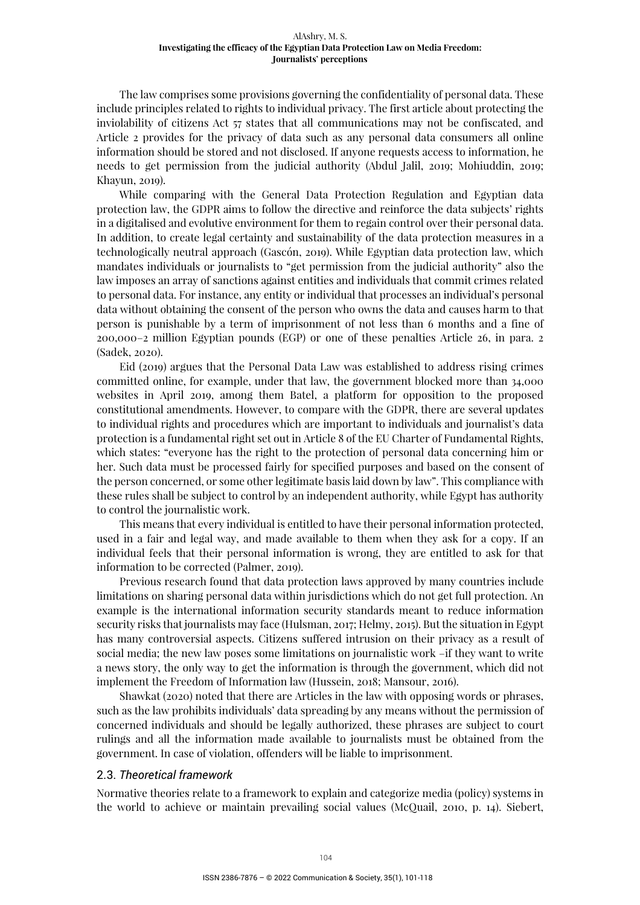The law comprises some provisions governing the confidentiality of personal data. These include principles related to rights to individual privacy. The first article about protecting the inviolability of citizens Act 57 states that all communications may not be confiscated, and Article 2 provides for the privacy of data such as any personal data consumers all online information should be stored and not disclosed. If anyone requests access to information, he needs to get permission from the judicial authority (Abdul Jalil, 2019; Mohiuddin, 2019; Khayun, 2019).

While comparing with the General Data Protection Regulation and Egyptian data protection law, the GDPR aims to follow the directive and reinforce the data subjects' rights in a digitalised and evolutive environment for them to regain control over their personal data. In addition, to create legal certainty and sustainability of the data protection measures in a technologically neutral approach (Gascón, 2019). While Egyptian data protection law, which mandates individuals or journalists to "get permission from the judicial authority" also the law imposes an array of sanctions against entities and individuals that commit crimes related to personal data. For instance, any entity or individual that processes an individual's personal data without obtaining the consent of the person who owns the data and causes harm to that person is punishable by a term of imprisonment of not less than 6 months and a fine of 200,000–2 million Egyptian pounds (EGP) or one of these penalties Article 26, in para. 2 (Sadek, 2020).

Eid (2019) argues that the Personal Data Law was established to address rising crimes committed online, for example, under that law, the government blocked more than 34,000 websites in April 2019, among them Batel, a platform for opposition to the proposed constitutional amendments. However, to compare with the GDPR, there are several updates to individual rights and procedures which are important to individuals and journalist's data protection is a fundamental right set out in Article 8 of the EU Charter of Fundamental Rights, which states: "everyone has the right to the protection of personal data concerning him or her. Such data must be processed fairly for specified purposes and based on the consent of the person concerned, or some other legitimate basis laid down by law". This compliance with these rules shall be subject to control by an independent authority, while Egypt has authority to control the journalistic work.

This means that every individual is entitled to have their personal information protected, used in a fair and legal way, and made available to them when they ask for a copy. If an individual feels that their personal information is wrong, they are entitled to ask for that information to be corrected (Palmer, 2019).

Previous research found that data protection laws approved by many countries include limitations on sharing personal data within jurisdictions which do not get full protection. An example is the international information security standards meant to reduce information security risks that journalists may face (Hulsman, 2017; Helmy, 2015). But the situation in Egypt has many controversial aspects. Citizens suffered intrusion on their privacy as a result of social media; the new law poses some limitations on journalistic work –if they want to write a news story, the only way to get the information is through the government, which did not implement the Freedom of Information law (Hussein, 2018; Mansour, 2016).

Shawkat (2020) noted that there are Articles in the law with opposing words or phrases, such as the law prohibits individuals' data spreading by any means without the permission of concerned individuals and should be legally authorized, these phrases are subject to court rulings and all the information made available to journalists must be obtained from the government. In case of violation, offenders will be liable to imprisonment.

### 2.3. *Theoretical framework*

Normative theories relate to a framework to explain and categorize media (policy) systems in the world to achieve or maintain prevailing social values (McQuail, 2010, p. 14). Siebert,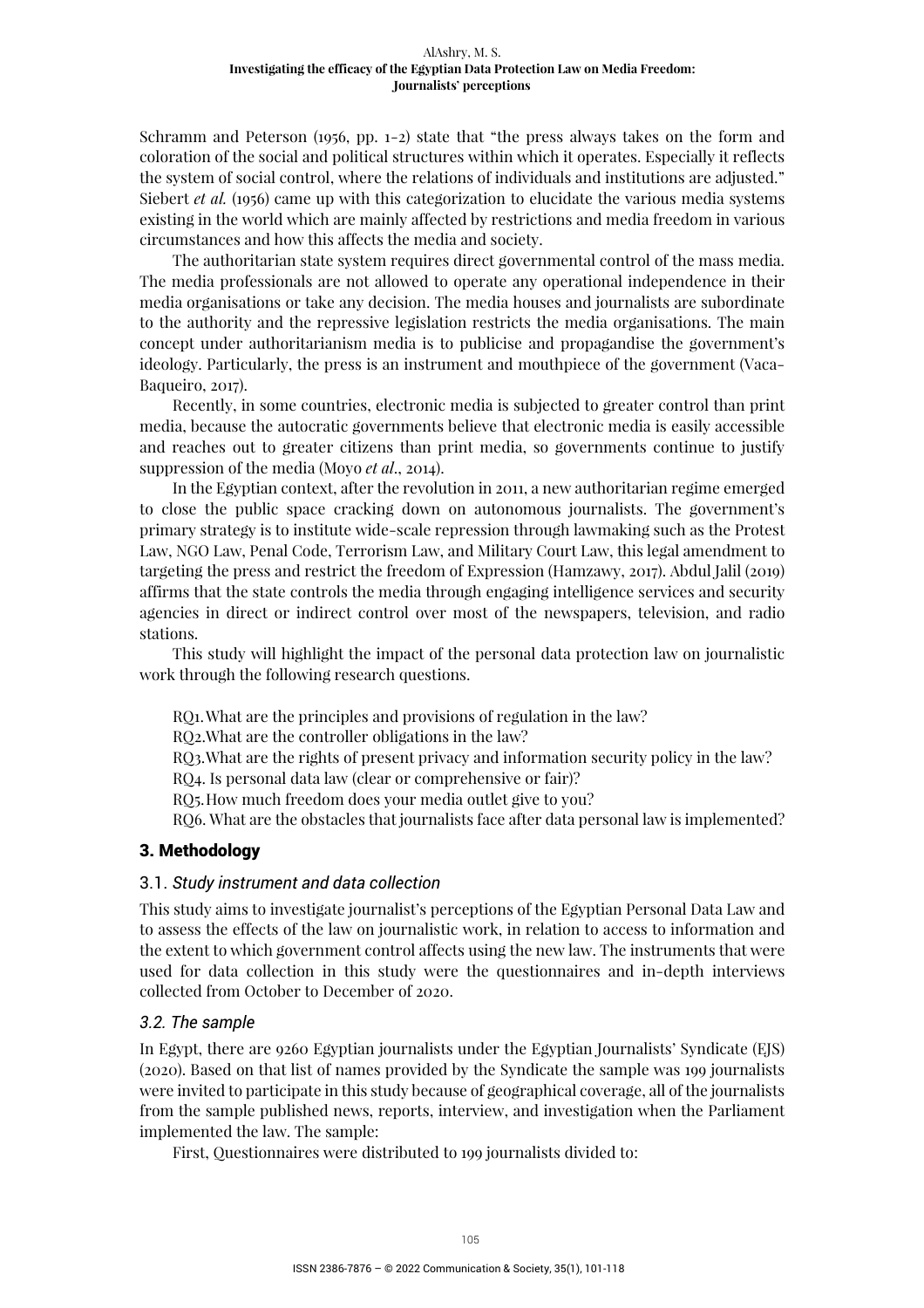Schramm and Peterson (1956, pp. 1-2) state that "the press always takes on the form and coloration of the social and political structures within which it operates. Especially it reflects the system of social control, where the relations of individuals and institutions are adjusted." Siebert *et al.* (1956) came up with this categorization to elucidate the various media systems existing in the world which are mainly affected by restrictions and media freedom in various circumstances and how this affects the media and society.

The authoritarian state system requires direct governmental control of the mass media. The media professionals are not allowed to operate any operational independence in their media organisations or take any decision. The media houses and journalists are subordinate to the authority and the repressive legislation restricts the media organisations. The main concept under authoritarianism media is to publicise and propagandise the government's ideology. Particularly, the press is an instrument and mouthpiece of the government (Vaca-Baqueiro, 2017).

Recently, in some countries, electronic media is subjected to greater control than print media, because the autocratic governments believe that electronic media is easily accessible and reaches out to greater citizens than print media, so governments continue to justify suppression of the media (Moyo *et al.*, 2014).

In the Egyptian context, after the revolution in 2011, a new authoritarian regime emerged to close the public space cracking down on autonomous journalists. The government's primary strategy is to institute wide-scale repression through lawmaking such as the Protest Law, NGO Law, Penal Code, Terrorism Law, and Military Court Law, this legal amendment to targeting the press and restrict the freedom of Expression (Hamzawy, 2017). Abdul Jalil (2019) affirms that the state controls the media through engaging intelligence services and security agencies in direct or indirect control over most of the newspapers, television, and radio stations.

This study will highlight the impact of the personal data protection law on journalistic work through the following research questions.

RQ1. What are the principles and provisions of regulation in the law?

RQ2. What are the controller obligations in the law?

RQ3. What are the rights of present privacy and information security policy in the law?

RQ4. Is personal data law (clear or comprehensive or fair)?

RQ5. How much freedom does your media outlet give to you?

RQ6. What are the obstacles that journalists face after data personal law is implemented?

## 3. Methodology

### 3.1. *Study instrument and data collection*

This study aims to investigate journalist's perceptions of the Egyptian Personal Data Law and to assess the effects of the law on journalistic work, in relation to access to information and the extent to which government control affects using the new law. The instruments that were used for data collection in this study were the questionnaires and in-depth interviews collected from October to December of 2020.

### *3.2. The sample*

In Egypt, there are 9260 Egyptian journalists under the Egyptian Journalists' Syndicate (EJS) (2020). Based on that list of names provided by the Syndicate the sample was 199 journalists were invited to participate in this study because of geographical coverage, all of the journalists from the sample published news, reports, interview, and investigation when the Parliament implemented the law. The sample:

First, Questionnaires were distributed to 199 journalists divided to: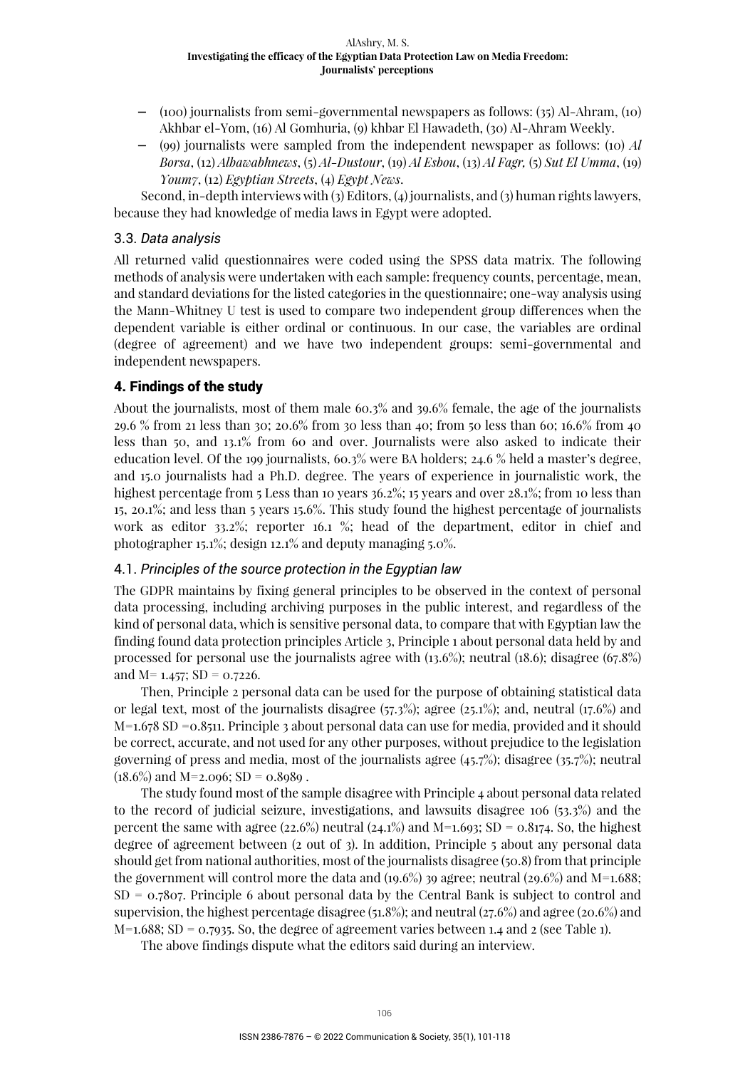- (100) journalists from semi-governmental newspapers as follows: (35) Al-Ahram, (10) Akhbar el-Yom, (16) Al Gomhuria, (9) khbar El Hawadeth, (30) Al-Ahram Weekly.
- (99) journalists were sampled from the independent newspaper as follows: (10) *Al Borsa*, (12) *Albawabhnews*, (5) *Al-Dustour*, (19) *Al Esbou*, (13) *Al Fagr,* (5) *Sut El Umma*, (19) *Youm7*, (12) *Egyptian Streets*, (4) *Egypt News*.

Second, in-depth interviews with (3) Editors, (4) journalists, and (3) human rights lawyers, because they had knowledge of media laws in Egypt were adopted.

### 3.3. *Data analysis*

All returned valid questionnaires were coded using the SPSS data matrix. The following methods of analysis were undertaken with each sample: frequency counts, percentage, mean, and standard deviations for the listed categories in the questionnaire; one-way analysis using the Mann-Whitney U test is used to compare two independent group differences when the dependent variable is either ordinal or continuous. In our case, the variables are ordinal (degree of agreement) and we have two independent groups: semi-governmental and independent newspapers.

## 4. Findings of the study

About the journalists, most of them male 60.3% and 39.6% female, the age of the journalists 29.6 % from 21 less than 30; 20.6% from 30 less than 40; from 50 less than 60; 16.6% from 40 less than 50, and 13.1% from 60 and over. Journalists were also asked to indicate their education level. Of the 199 journalists, 60.3% were BA holders; 24.6 % held a master's degree, and 15.0 journalists had a Ph.D. degree. The years of experience in journalistic work, the highest percentage from 5 Less than 10 years 36.2%; 15 years and over 28.1%; from 10 less than 15, 20.1%; and less than 5 years 15.6%. This study found the highest percentage of journalists work as editor 33.2%; reporter 16.1 %; head of the department, editor in chief and photographer 15.1%; design 12.1% and deputy managing 5.0%.

### 4.1. *Principles of the source protection in the Egyptian law*

The GDPR maintains by fixing general principles to be observed in the context of personal data processing, including archiving purposes in the public interest, and regardless of the kind of personal data, which is sensitive personal data, to compare that with Egyptian law the finding found data protection principles Article 3, Principle 1 about personal data held by and processed for personal use the journalists agree with (13.6%); neutral (18.6); disagree (67.8%) and M= 1.457; SD = 0.7226.

Then, Principle 2 personal data can be used for the purpose of obtaining statistical data or legal text, most of the journalists disagree (57.3%); agree (25.1%); and, neutral (17.6%) and M=1.678 SD =0.8511. Principle 3 about personal data can use for media, provided and it should be correct, accurate, and not used for any other purposes, without prejudice to the legislation governing of press and media, most of the journalists agree (45.7%); disagree (35.7%); neutral (18.6%) and M=2.096; SD = 0.8989 .

The study found most of the sample disagree with Principle 4 about personal data related to the record of judicial seizure, investigations, and lawsuits disagree 106 (53.3%) and the percent the same with agree (22.6%) neutral (24.1%) and M=1.693; SD = 0.8174. So, the highest degree of agreement between (2 out of 3). In addition, Principle 5 about any personal data should get from national authorities, most of the journalists disagree (50.8) from that principle the government will control more the data and (19.6%) 39 agree; neutral (29.6%) and M=1.688; SD = 0.7807. Principle 6 about personal data by the Central Bank is subject to control and supervision, the highest percentage disagree (51.8%); and neutral (27.6%) and agree (20.6%) and M=1.688; SD = 0.7935. So, the degree of agreement varies between 1.4 and 2 (see Table 1).

The above findings dispute what the editors said during an interview.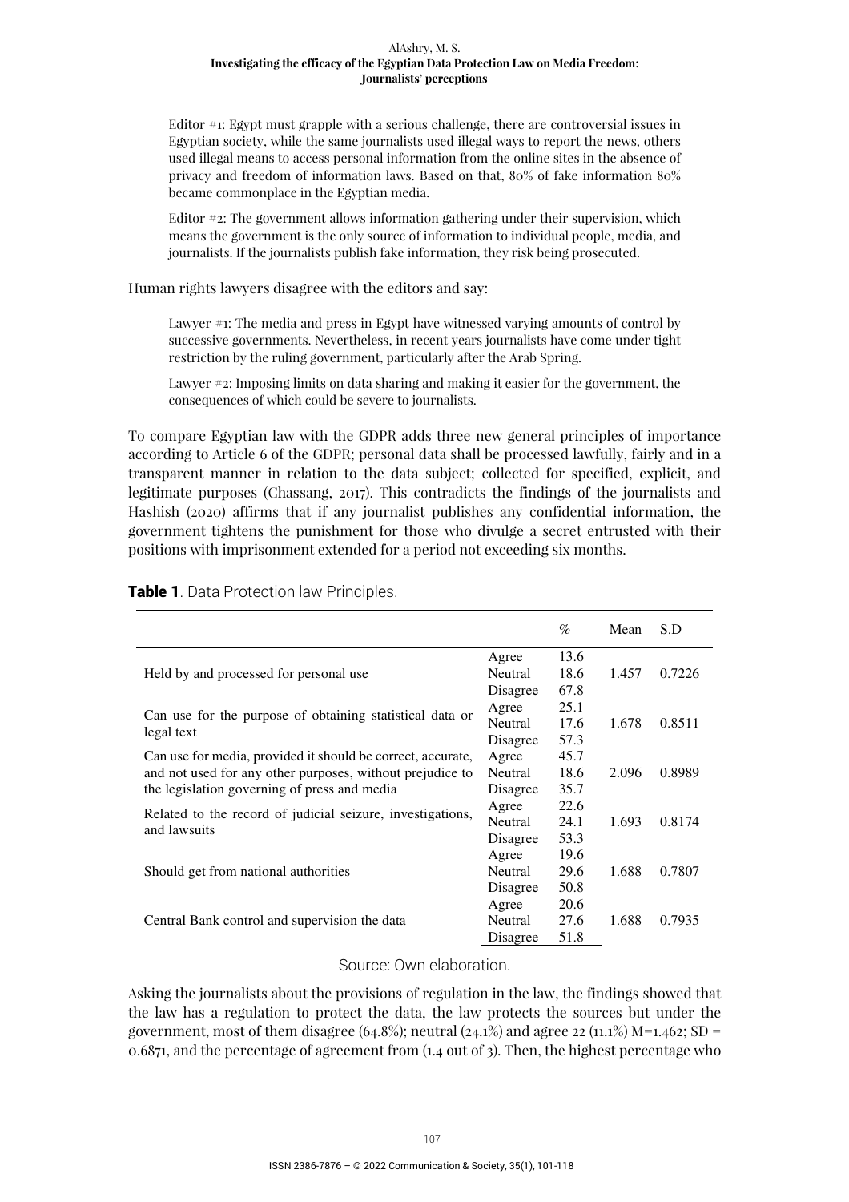Editor #1: Egypt must grapple with a serious challenge, there are controversial issues in Egyptian society, while the same journalists used illegal ways to report the news, others used illegal means to access personal information from the online sites in the absence of privacy and freedom of information laws. Based on that, 80% of fake information 80% became commonplace in the Egyptian media.

Editor #2: The government allows information gathering under their supervision, which means the government is the only source of information to individual people, media, and journalists. If the journalists publish fake information, they risk being prosecuted.

Human rights lawyers disagree with the editors and say:

Lawyer #1: The media and press in Egypt have witnessed varying amounts of control by successive governments. Nevertheless, in recent years journalists have come under tight restriction by the ruling government, particularly after the Arab Spring.

Lawyer #2: Imposing limits on data sharing and making it easier for the government, the consequences of which could be severe to journalists.

To compare Egyptian law with the GDPR adds three new general principles of importance according to Article 6 of the GDPR; personal data shall be processed lawfully, fairly and in a transparent manner in relation to the data subject; collected for specified, explicit, and legitimate purposes (Chassang, 2017). This contradicts the findings of the journalists and Hashish (2020) affirms that if any journalist publishes any confidential information, the government tightens the punishment for those who divulge a secret entrusted with their positions with imprisonment extended for a period not exceeding six months.

**Table 1**. Data Protection law Principles.

| | | % | Mean | S.D |
|---|---|---|---|---|
| Held by and processed for personal use | Agree | 13.6 | 1.457 | 0.7226 |
| | Neutral | 18.6 | | |
| | Disagree | 67.8 | | |
| Can use for the purpose of obtaining statistical data or legal text | Agree | 25.1 | 1.678 | 0.8511 |
| | Neutral | 17.6 | | |
| | Disagree | 57.3 | | |
| Can use for media, provided it should be correct, accurate, and not used for any other purposes, without prejudice to the legislation governing of press and media | Agree | 45.7 | 2.096 | 0.8989 |
| | Neutral | 18.6 | | |
| | Disagree | 35.7 | | |
| Related to the record of judicial seizure, investigations, and lawsuits | Agree | 22.6 | 1.693 | 0.8174 |
| | Neutral | 24.1 | | |
| | Disagree | 53.3 | | |
| Should get from national authorities | Agree | 19.6 | 1.688 | 0.7807 |
| | Neutral | 29.6 | | |
| | Disagree | 50.8 | | |
| Central Bank control and supervision the data | Agree | 20.6 | 1.688 | 0.7935 |
| | Neutral | 27.6 | | |
| | Disagree | 51.8 | | |

Source: Own elaboration.

Asking the journalists about the provisions of regulation in the law, the findings showed that the law has a regulation to protect the data, the law protects the sources but under the government, most of them disagree (64.8%); neutral (24.1%) and agree 22 (11.1%) M=1.462; SD = 0.6871, and the percentage of agreement from (1.4 out of 3). Then, the highest percentage who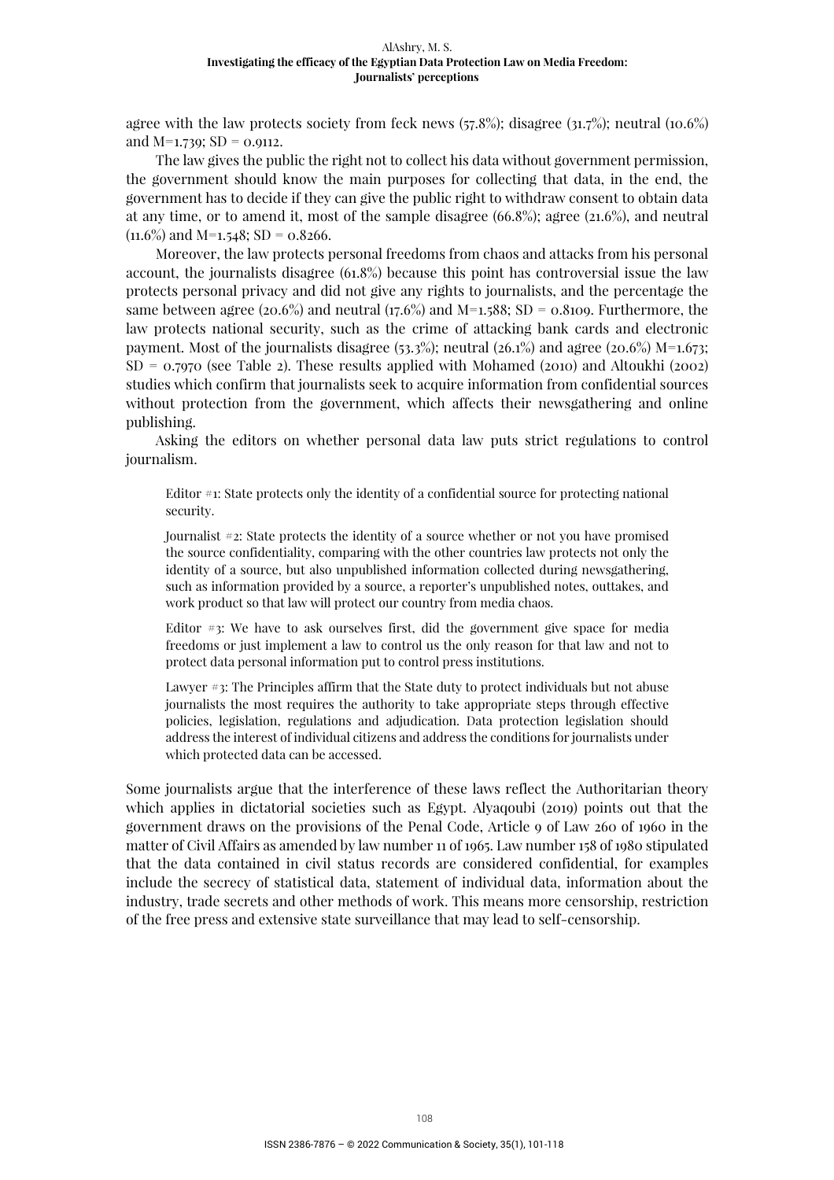agree with the law protects society from feck news (57.8%); disagree (31.7%); neutral (10.6%) and M=1.739; SD = 0.9112.

The law gives the public the right not to collect his data without government permission, the government should know the main purposes for collecting that data, in the end, the government has to decide if they can give the public right to withdraw consent to obtain data at any time, or to amend it, most of the sample disagree (66.8%); agree (21.6%), and neutral (11.6%) and M=1.548; SD = 0.8266.

Moreover, the law protects personal freedoms from chaos and attacks from his personal account, the journalists disagree (61.8%) because this point has controversial issue the law protects personal privacy and did not give any rights to journalists, and the percentage the same between agree (20.6%) and neutral (17.6%) and M=1.588; SD = 0.8109. Furthermore, the law protects national security, such as the crime of attacking bank cards and electronic payment. Most of the journalists disagree (53.3%); neutral (26.1%) and agree (20.6%) M=1.673; SD = 0.7970 (see Table 2). These results applied with Mohamed (2010) and Altoukhi (2002) studies which confirm that journalists seek to acquire information from confidential sources without protection from the government, which affects their newsgathering and online publishing.

Asking the editors on whether personal data law puts strict regulations to control journalism.

> Editor #1: State protects only the identity of a confidential source for protecting national security.
>
> Journalist #2: State protects the identity of a source whether or not you have promised the source confidentiality, comparing with the other countries law protects not only the identity of a source, but also unpublished information collected during newsgathering, such as information provided by a source, a reporter's unpublished notes, outtakes, and work product so that law will protect our country from media chaos.
>
> Editor #3: We have to ask ourselves first, did the government give space for media freedoms or just implement a law to control us the only reason for that law and not to protect data personal information put to control press institutions.
>
> Lawyer #3: The Principles affirm that the State duty to protect individuals but not abuse journalists the most requires the authority to take appropriate steps through effective policies, legislation, regulations and adjudication. Data protection legislation should address the interest of individual citizens and address the conditions for journalists under which protected data can be accessed.

Some journalists argue that the interference of these laws reflect the Authoritarian theory which applies in dictatorial societies such as Egypt. Alyaqoubi (2019) points out that the government draws on the provisions of the Penal Code, Article 9 of Law 260 of 1960 in the matter of Civil Affairs as amended by law number 11 of 1965. Law number 158 of 1980 stipulated that the data contained in civil status records are considered confidential, for examples include the secrecy of statistical data, statement of individual data, information about the industry, trade secrets and other methods of work. This means more censorship, restriction of the free press and extensive state surveillance that may lead to self-censorship.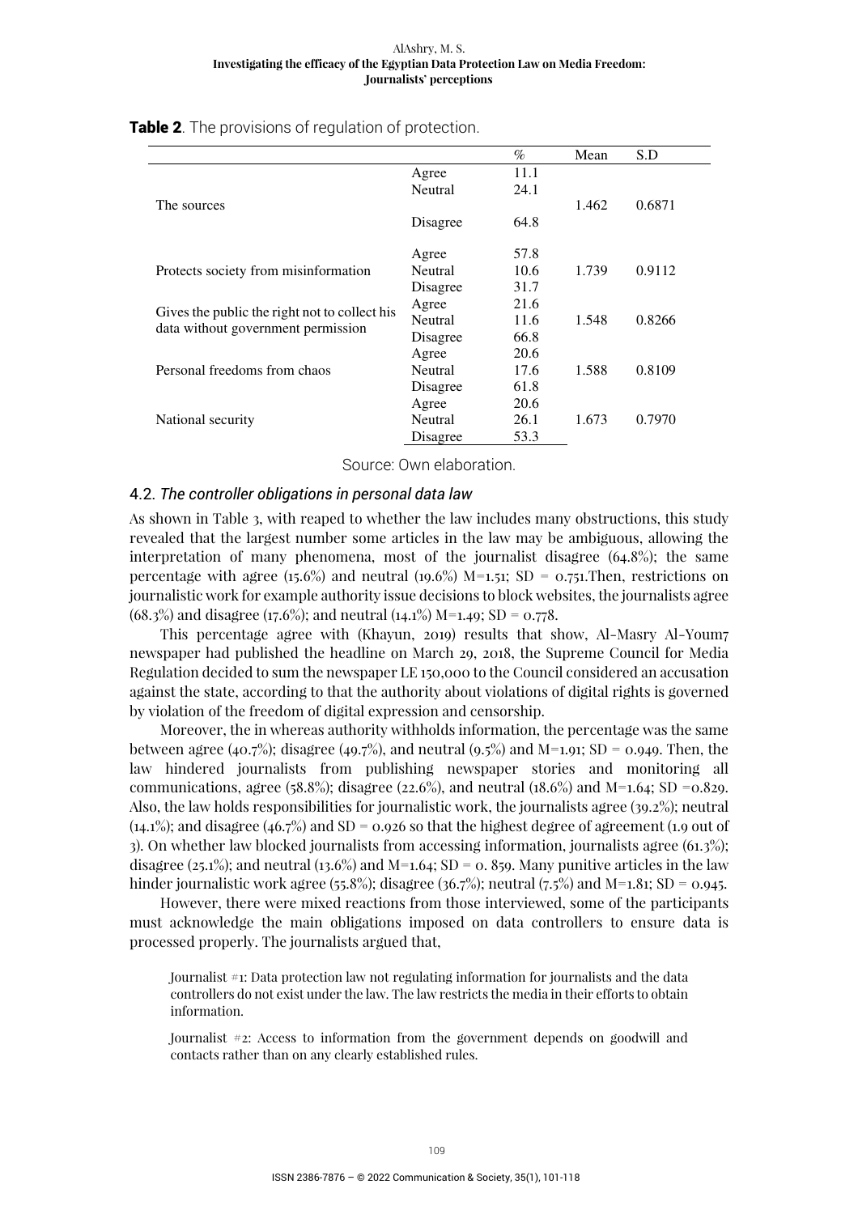**Table 2**. The provisions of regulation of protection.

| | | % | Mean | S.D |
|---|---|---|---|---|
| The sources | Agree | 11.1 | 1.462 | 0.6871 |
| | Neutral | 24.1 | | |
| | Disagree | 64.8 | | |
| Protects society from misinformation | Agree | 57.8 | 1.739 | 0.9112 |
| | Neutral | 10.6 | | |
| | Disagree | 31.7 | | |
| Gives the public the right not to collect his data without government permission | Agree | 21.6 | 1.548 | 0.8266 |
| | Neutral | 11.6 | | |
| | Disagree | 66.8 | | |
| Personal freedoms from chaos | Agree | 20.6 | 1.588 | 0.8109 |
| | Neutral | 17.6 | | |
| | Disagree | 61.8 | | |
| National security | Agree | 20.6 | 1.673 | 0.7970 |
| | Neutral | 26.1 | | |
| | Disagree | 53.3 | | |

Source: Own elaboration.

### 4.2. *The controller obligations in personal data law*

As shown in Table 3, with reaped to whether the law includes many obstructions, this study revealed that the largest number some articles in the law may be ambiguous, allowing the interpretation of many phenomena, most of the journalist disagree (64.8%); the same percentage with agree (15.6%) and neutral (19.6%) M=1.51; SD = 0.751.Then, restrictions on journalistic work for example authority issue decisions to block websites, the journalists agree (68.3%) and disagree (17.6%); and neutral (14.1%) M=1.49; SD = 0.778.

This percentage agree with (Khayun, 2019) results that show, Al-Masry Al-Youm7 newspaper had published the headline on March 29, 2018, the Supreme Council for Media Regulation decided to sum the newspaper LE 150,000 to the Council considered an accusation against the state, according to that the authority about violations of digital rights is governed by violation of the freedom of digital expression and censorship.

Moreover, the in whereas authority withholds information, the percentage was the same between agree (40.7%); disagree (49.7%), and neutral (9.5%) and M=1.91; SD = 0.949. Then, the law hindered journalists from publishing newspaper stories and monitoring all communications, agree (58.8%); disagree (22.6%), and neutral (18.6%) and M=1.64; SD =0.829. Also, the law holds responsibilities for journalistic work, the journalists agree (39.2%); neutral (14.1%); and disagree (46.7%) and SD = 0.926 so that the highest degree of agreement (1.9 out of 3). On whether law blocked journalists from accessing information, journalists agree (61.3%); disagree (25.1%); and neutral (13.6%) and M=1.64; SD = 0. 859. Many punitive articles in the law hinder journalistic work agree (55.8%); disagree (36.7%); neutral (7.5%) and M=1.81; SD = 0.945.

However, there were mixed reactions from those interviewed, some of the participants must acknowledge the main obligations imposed on data controllers to ensure data is processed properly. The journalists argued that,

> Journalist #1: Data protection law not regulating information for journalists and the data controllers do not exist under the law. The law restricts the media in their efforts to obtain information.

> Journalist #2: Access to information from the government depends on goodwill and contacts rather than on any clearly established rules.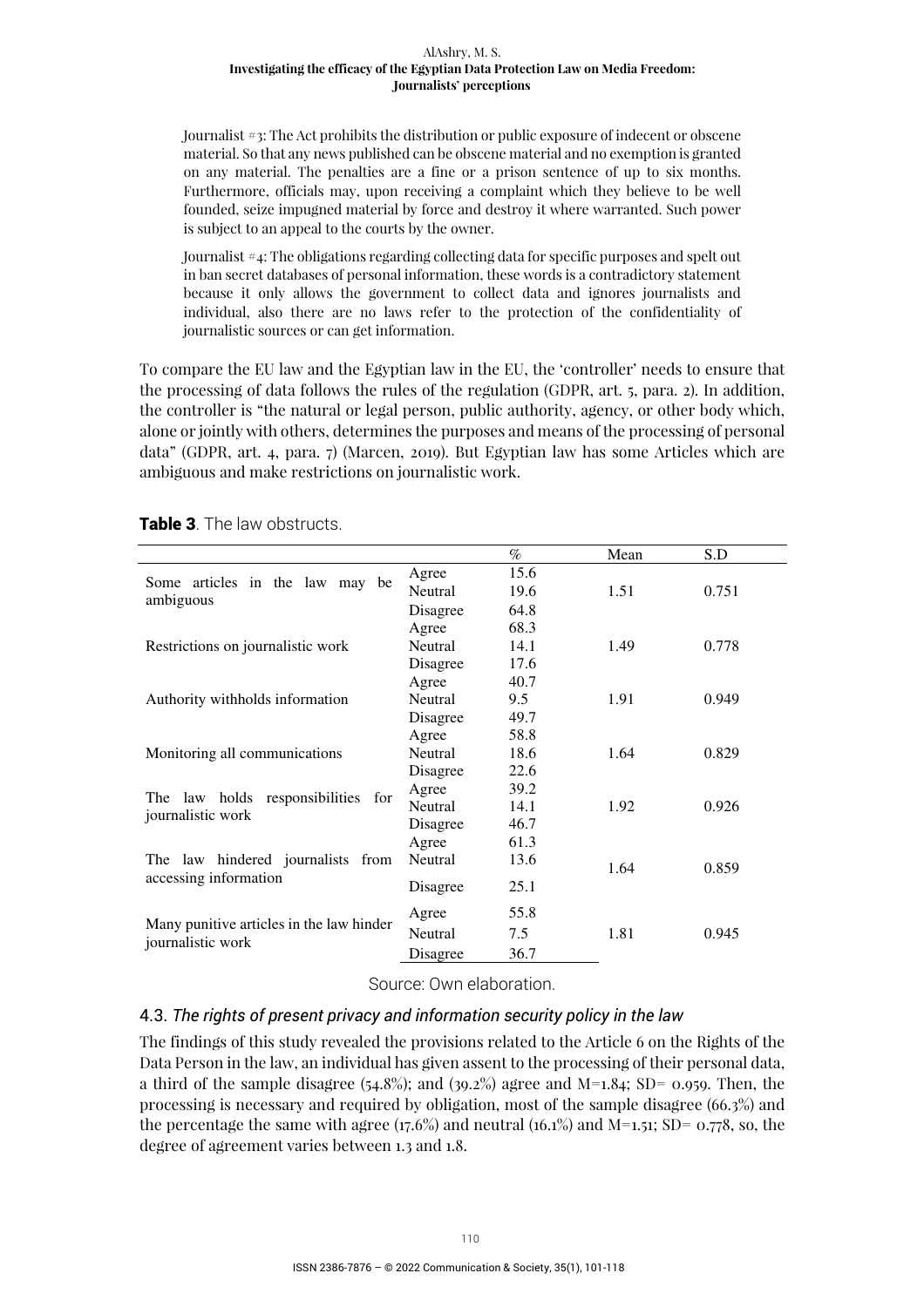Journalist #3: The Act prohibits the distribution or public exposure of indecent or obscene material. So that any news published can be obscene material and no exemption is granted on any material. The penalties are a fine or a prison sentence of up to six months. Furthermore, officials may, upon receiving a complaint which they believe to be well founded, seize impugned material by force and destroy it where warranted. Such power is subject to an appeal to the courts by the owner.

Journalist #4: The obligations regarding collecting data for specific purposes and spelt out in ban secret databases of personal information, these words is a contradictory statement because it only allows the government to collect data and ignores journalists and individual, also there are no laws refer to the protection of the confidentiality of journalistic sources or can get information.

To compare the EU law and the Egyptian law in the EU, the 'controller' needs to ensure that the processing of data follows the rules of the regulation (GDPR, art. 5, para. 2). In addition, the controller is "the natural or legal person, public authority, agency, or other body which, alone or jointly with others, determines the purposes and means of the processing of personal data" (GDPR, art. 4, para. 7) (Marcen, 2019). But Egyptian law has some Articles which are ambiguous and make restrictions on journalistic work.

**Table 3**. The law obstructs.

| | | % | Mean | S.D |
|---|---|---|---|---|
| Some articles in the law may be ambiguous | Agree | 15.6 | 1.51 | 0.751 |
| | Neutral | 19.6 | | |
| | Disagree | 64.8 | | |
| Restrictions on journalistic work | Agree | 68.3 | 1.49 | 0.778 |
| | Neutral | 14.1 | | |
| | Disagree | 17.6 | | |
| Authority withholds information | Agree | 40.7 | 1.91 | 0.949 |
| | Neutral | 9.5 | | |
| | Disagree | 49.7 | | |
| Monitoring all communications | Agree | 58.8 | 1.64 | 0.829 |
| | Neutral | 18.6 | | |
| | Disagree | 22.6 | | |
| The law holds responsibilities for journalistic work | Agree | 39.2 | 1.92 | 0.926 |
| | Neutral | 14.1 | | |
| | Disagree | 46.7 | | |
| The law hindered journalists from accessing information | Agree | 61.3 | 1.64 | 0.859 |
| | Neutral | 13.6 | | |
| | Disagree | 25.1 | | |
| Many punitive articles in the law hinder journalistic work | Agree | 55.8 | 1.81 | 0.945 |
| | Neutral | 7.5 | | |
| | Disagree | 36.7 | | |

Source: Own elaboration.

### 4.3. *The rights of present privacy and information security policy in the law*

The findings of this study revealed the provisions related to the Article 6 on the Rights of the Data Person in the law, an individual has given assent to the processing of their personal data, a third of the sample disagree (54.8%); and (39.2%) agree and M=1.84; SD= 0.959. Then, the processing is necessary and required by obligation, most of the sample disagree (66.3%) and the percentage the same with agree (17.6%) and neutral (16.1%) and M=1.51; SD= 0.778, so, the degree of agreement varies between 1.3 and 1.8.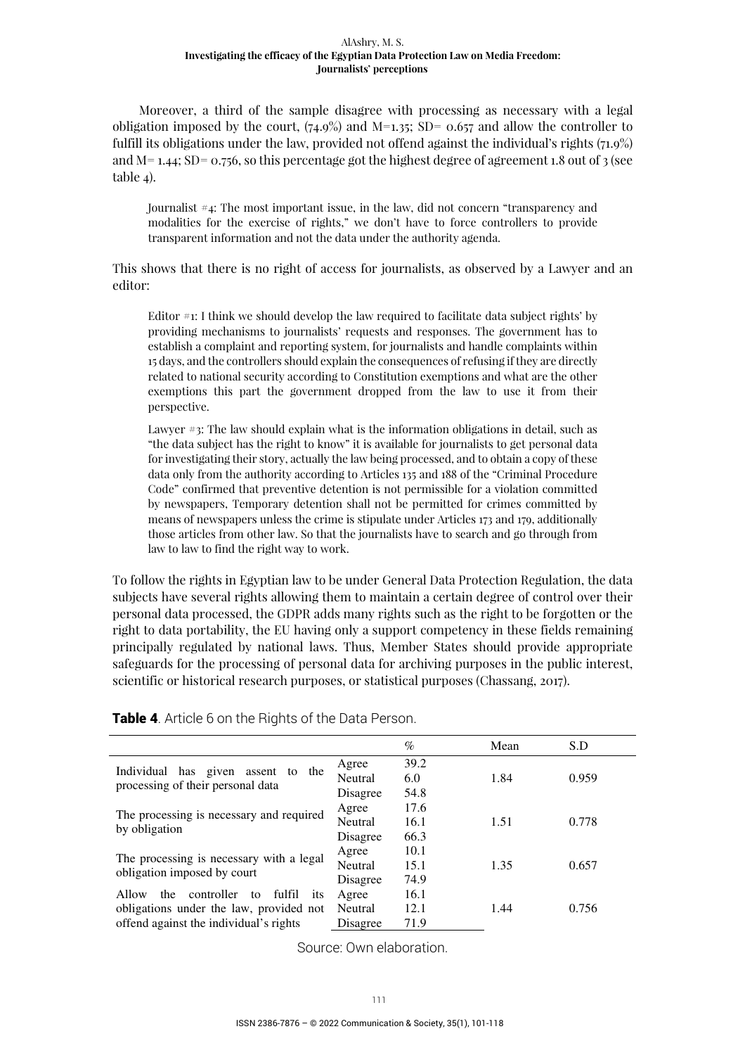Moreover, a third of the sample disagree with processing as necessary with a legal obligation imposed by the court, (74.9%) and M=1.35; SD= 0.657 and allow the controller to fulfill its obligations under the law, provided not offend against the individual's rights (71.9%) and M= 1.44; SD= 0.756, so this percentage got the highest degree of agreement 1.8 out of 3 (see table 4).

> Journalist #4: The most important issue, in the law, did not concern "transparency and modalities for the exercise of rights," we don't have to force controllers to provide transparent information and not the data under the authority agenda.

This shows that there is no right of access for journalists, as observed by a Lawyer and an editor:

> Editor #1: I think we should develop the law required to facilitate data subject rights' by providing mechanisms to journalists' requests and responses. The government has to establish a complaint and reporting system, for journalists and handle complaints within 15 days, and the controllers should explain the consequences of refusing if they are directly related to national security according to Constitution exemptions and what are the other exemptions this part the government dropped from the law to use it from their perspective.

> Lawyer #3: The law should explain what is the information obligations in detail, such as "the data subject has the right to know" it is available for journalists to get personal data for investigating their story, actually the law being processed, and to obtain a copy of these data only from the authority according to Articles 135 and 188 of the "Criminal Procedure Code" confirmed that preventive detention is not permissible for a violation committed by newspapers, Temporary detention shall not be permitted for crimes committed by means of newspapers unless the crime is stipulate under Articles 173 and 179, additionally those articles from other law. So that the journalists have to search and go through from law to law to find the right way to work.

To follow the rights in Egyptian law to be under General Data Protection Regulation, the data subjects have several rights allowing them to maintain a certain degree of control over their personal data processed, the GDPR adds many rights such as the right to be forgotten or the right to data portability, the EU having only a support competency in these fields remaining principally regulated by national laws. Thus, Member States should provide appropriate safeguards for the processing of personal data for archiving purposes in the public interest, scientific or historical research purposes, or statistical purposes (Chassang, 2017).

**Table 4**. Article 6 on the Rights of the Data Person.

| | | % | Mean | S.D |
|---|---|---|---|---|
| Individual has given assent to the processing of their personal data | Agree | 39.2 | 1.84 | 0.959 |
| | Neutral | 6.0 | | |
| | Disagree | 54.8 | | |
| The processing is necessary and required by obligation | Agree | 17.6 | 1.51 | 0.778 |
| | Neutral | 16.1 | | |
| | Disagree | 66.3 | | |
| The processing is necessary with a legal obligation imposed by court | Agree | 10.1 | 1.35 | 0.657 |
| | Neutral | 15.1 | | |
| | Disagree | 74.9 | | |
| Allow the controller to fulfil its obligations under the law, provided not offend against the individual's rights | Agree | 16.1 | 1.44 | 0.756 |
| | Neutral | 12.1 | | |
| | Disagree | 71.9 | | |

Source: Own elaboration.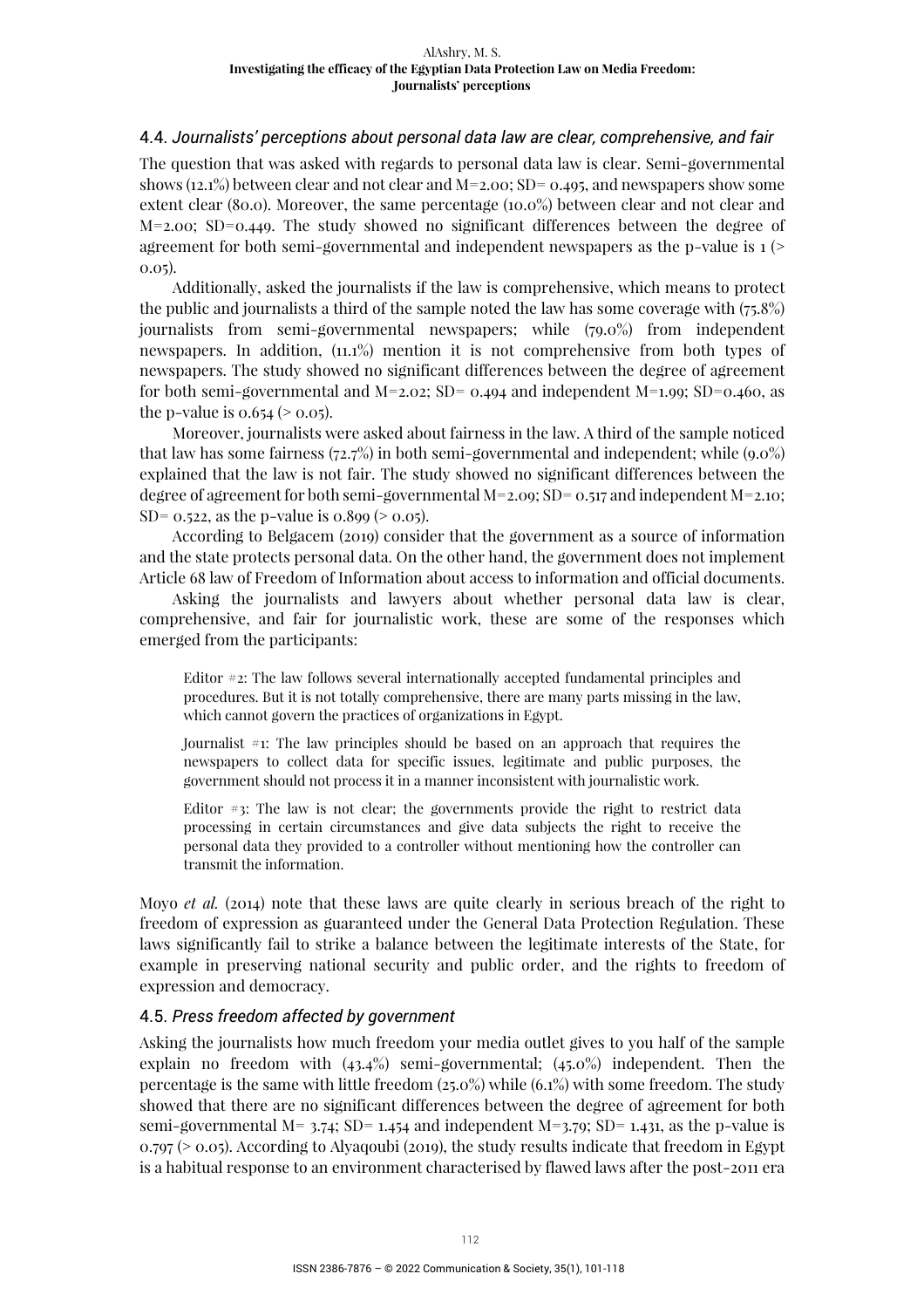### 4.4. *Journalists' perceptions about personal data law are clear, comprehensive, and fair*

The question that was asked with regards to personal data law is clear. Semi-governmental shows (12.1%) between clear and not clear and M=2.00; SD= 0.495, and newspapers show some extent clear (80.0). Moreover, the same percentage (10.0%) between clear and not clear and M=2.00; SD=0.449. The study showed no significant differences between the degree of agreement for both semi-governmental and independent newspapers as the p-value is 1 (> 0.05).

Additionally, asked the journalists if the law is comprehensive, which means to protect the public and journalists a third of the sample noted the law has some coverage with (75.8%) journalists from semi-governmental newspapers; while (79.0%) from independent newspapers. In addition, (11.1%) mention it is not comprehensive from both types of newspapers. The study showed no significant differences between the degree of agreement for both semi-governmental and M=2.02; SD= 0.494 and independent M=1.99; SD=0.460, as the p-value is 0.654 (> 0.05).

Moreover, journalists were asked about fairness in the law. A third of the sample noticed that law has some fairness (72.7%) in both semi-governmental and independent; while (9.0%) explained that the law is not fair. The study showed no significant differences between the degree of agreement for both semi-governmental M=2.09; SD= 0.517 and independent M=2.10; SD= 0.522, as the p-value is 0.899 (> 0.05).

According to Belgacem (2019) consider that the government as a source of information and the state protects personal data. On the other hand, the government does not implement Article 68 law of Freedom of Information about access to information and official documents.

Asking the journalists and lawyers about whether personal data law is clear, comprehensive, and fair for journalistic work, these are some of the responses which emerged from the participants:

> Editor #2: The law follows several internationally accepted fundamental principles and procedures. But it is not totally comprehensive, there are many parts missing in the law, which cannot govern the practices of organizations in Egypt.
>
> Journalist #1: The law principles should be based on an approach that requires the newspapers to collect data for specific issues, legitimate and public purposes, the government should not process it in a manner inconsistent with journalistic work.
>
> Editor #3: The law is not clear; the governments provide the right to restrict data processing in certain circumstances and give data subjects the right to receive the personal data they provided to a controller without mentioning how the controller can transmit the information.

Moyo *et al.* (2014) note that these laws are quite clearly in serious breach of the right to freedom of expression as guaranteed under the General Data Protection Regulation. These laws significantly fail to strike a balance between the legitimate interests of the State, for example in preserving national security and public order, and the rights to freedom of expression and democracy.

### 4.5. *Press freedom affected by government*

Asking the journalists how much freedom your media outlet gives to you half of the sample explain no freedom with (43.4%) semi-governmental; (45.0%) independent. Then the percentage is the same with little freedom (25.0%) while (6.1%) with some freedom. The study showed that there are no significant differences between the degree of agreement for both semi-governmental M= 3.74; SD= 1.454 and independent M=3.79; SD= 1.431, as the p-value is 0.797 (> 0.05). According to Alyaqoubi (2019), the study results indicate that freedom in Egypt is a habitual response to an environment characterised by flawed laws after the post-2011 era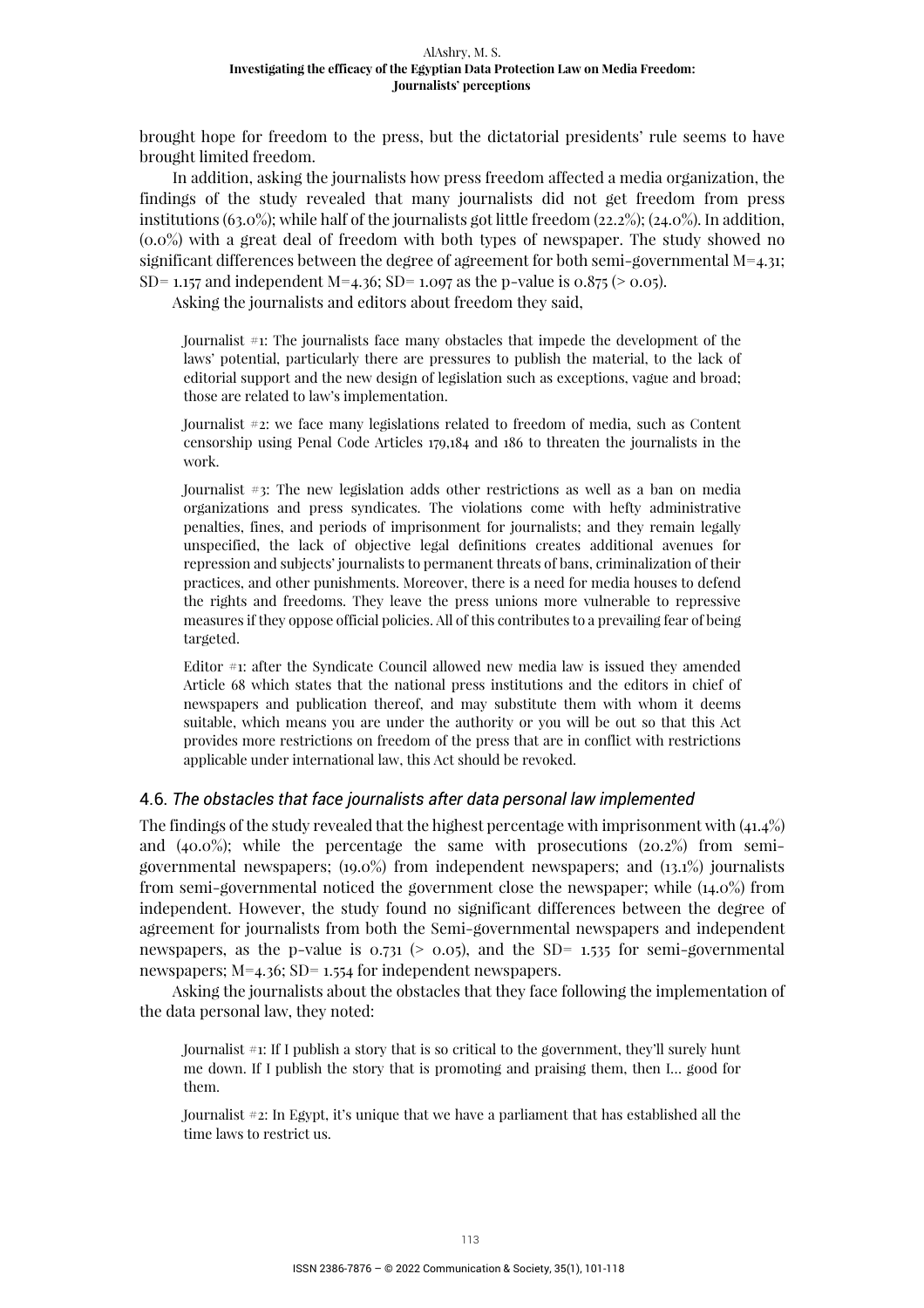brought hope for freedom to the press, but the dictatorial presidents' rule seems to have brought limited freedom.

In addition, asking the journalists how press freedom affected a media organization, the findings of the study revealed that many journalists did not get freedom from press institutions (63.0%); while half of the journalists got little freedom (22.2%); (24.0%). In addition, (0.0%) with a great deal of freedom with both types of newspaper. The study showed no significant differences between the degree of agreement for both semi-governmental M=4.31; SD= 1.157 and independent M=4.36; SD= 1.097 as the p-value is 0.875 (> 0.05).

Asking the journalists and editors about freedom they said,

> Journalist #1: The journalists face many obstacles that impede the development of the laws' potential, particularly there are pressures to publish the material, to the lack of editorial support and the new design of legislation such as exceptions, vague and broad; those are related to law's implementation.
>
> Journalist #2: we face many legislations related to freedom of media, such as Content censorship using Penal Code Articles 179,184 and 186 to threaten the journalists in the work.
>
> Journalist #3: The new legislation adds other restrictions as well as a ban on media organizations and press syndicates. The violations come with hefty administrative penalties, fines, and periods of imprisonment for journalists; and they remain legally unspecified, the lack of objective legal definitions creates additional avenues for repression and subjects' journalists to permanent threats of bans, criminalization of their practices, and other punishments. Moreover, there is a need for media houses to defend the rights and freedoms. They leave the press unions more vulnerable to repressive measures if they oppose official policies. All of this contributes to a prevailing fear of being targeted.
>
> Editor #1: after the Syndicate Council allowed new media law is issued they amended Article 68 which states that the national press institutions and the editors in chief of newspapers and publication thereof, and may substitute them with whom it deems suitable, which means you are under the authority or you will be out so that this Act provides more restrictions on freedom of the press that are in conflict with restrictions applicable under international law, this Act should be revoked.

### 4.6. *The obstacles that face journalists after data personal law implemented*

The findings of the study revealed that the highest percentage with imprisonment with (41.4%) and (40.0%); while the percentage the same with prosecutions (20.2%) from semi-governmental newspapers; (19.0%) from independent newspapers; and (13.1%) journalists from semi-governmental noticed the government close the newspaper; while (14.0%) from independent. However, the study found no significant differences between the degree of agreement for journalists from both the Semi-governmental newspapers and independent newspapers, as the p-value is 0.731 (> 0.05), and the SD= 1.535 for semi-governmental newspapers; M=4.36; SD= 1.554 for independent newspapers.

Asking the journalists about the obstacles that they face following the implementation of the data personal law, they noted:

> Journalist #1: If I publish a story that is so critical to the government, they'll surely hunt me down. If I publish the story that is promoting and praising them, then I... good for them.
>
> Journalist #2: In Egypt, it's unique that we have a parliament that has established all the time laws to restrict us.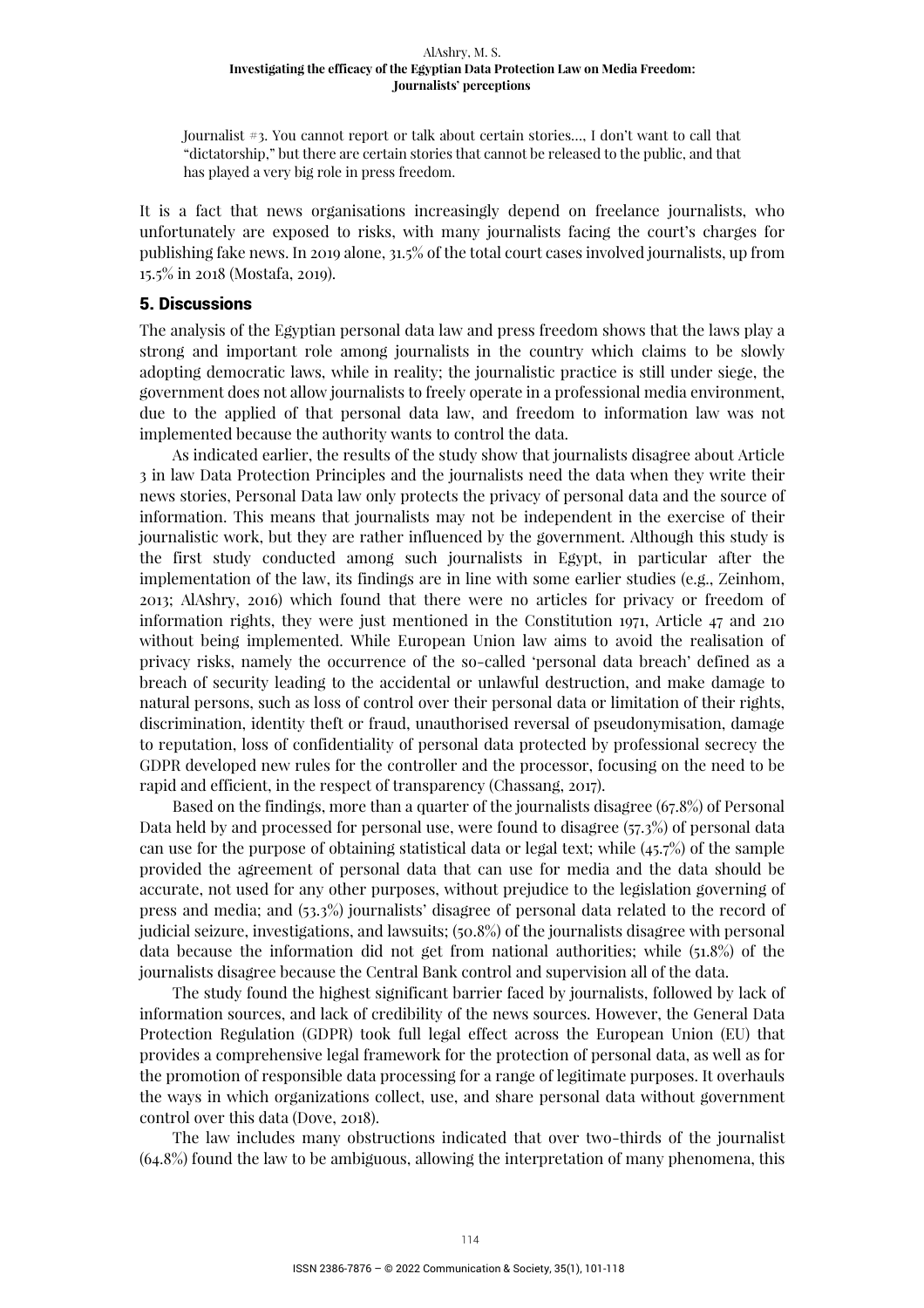Journalist #3. You cannot report or talk about certain stories..., I don't want to call that "dictatorship," but there are certain stories that cannot be released to the public, and that has played a very big role in press freedom.

It is a fact that news organisations increasingly depend on freelance journalists, who unfortunately are exposed to risks, with many journalists facing the court's charges for publishing fake news. In 2019 alone, 31.5% of the total court cases involved journalists, up from 15.5% in 2018 (Mostafa, 2019).

## 5. Discussions

The analysis of the Egyptian personal data law and press freedom shows that the laws play a strong and important role among journalists in the country which claims to be slowly adopting democratic laws, while in reality; the journalistic practice is still under siege, the government does not allow journalists to freely operate in a professional media environment, due to the applied of that personal data law, and freedom to information law was not implemented because the authority wants to control the data.

As indicated earlier, the results of the study show that journalists disagree about Article 3 in law Data Protection Principles and the journalists need the data when they write their news stories, Personal Data law only protects the privacy of personal data and the source of information. This means that journalists may not be independent in the exercise of their journalistic work, but they are rather influenced by the government. Although this study is the first study conducted among such journalists in Egypt, in particular after the implementation of the law, its findings are in line with some earlier studies (e.g., Zeinhom, 2013; AlAshry, 2016) which found that there were no articles for privacy or freedom of information rights, they were just mentioned in the Constitution 1971, Article 47 and 210 without being implemented. While European Union law aims to avoid the realisation of privacy risks, namely the occurrence of the so-called 'personal data breach' defined as a breach of security leading to the accidental or unlawful destruction, and make damage to natural persons, such as loss of control over their personal data or limitation of their rights, discrimination, identity theft or fraud, unauthorised reversal of pseudonymisation, damage to reputation, loss of confidentiality of personal data protected by professional secrecy the GDPR developed new rules for the controller and the processor, focusing on the need to be rapid and efficient, in the respect of transparency (Chassang, 2017).

Based on the findings, more than a quarter of the journalists disagree (67.8%) of Personal Data held by and processed for personal use, were found to disagree (57.3%) of personal data can use for the purpose of obtaining statistical data or legal text; while (45.7%) of the sample provided the agreement of personal data that can use for media and the data should be accurate, not used for any other purposes, without prejudice to the legislation governing of press and media; and (53.3%) journalists' disagree of personal data related to the record of judicial seizure, investigations, and lawsuits; (50.8%) of the journalists disagree with personal data because the information did not get from national authorities; while (51.8%) of the journalists disagree because the Central Bank control and supervision all of the data.

The study found the highest significant barrier faced by journalists, followed by lack of information sources, and lack of credibility of the news sources. However, the General Data Protection Regulation (GDPR) took full legal effect across the European Union (EU) that provides a comprehensive legal framework for the protection of personal data, as well as for the promotion of responsible data processing for a range of legitimate purposes. It overhauls the ways in which organizations collect, use, and share personal data without government control over this data (Dove, 2018).

The law includes many obstructions indicated that over two-thirds of the journalist (64.8%) found the law to be ambiguous, allowing the interpretation of many phenomena, this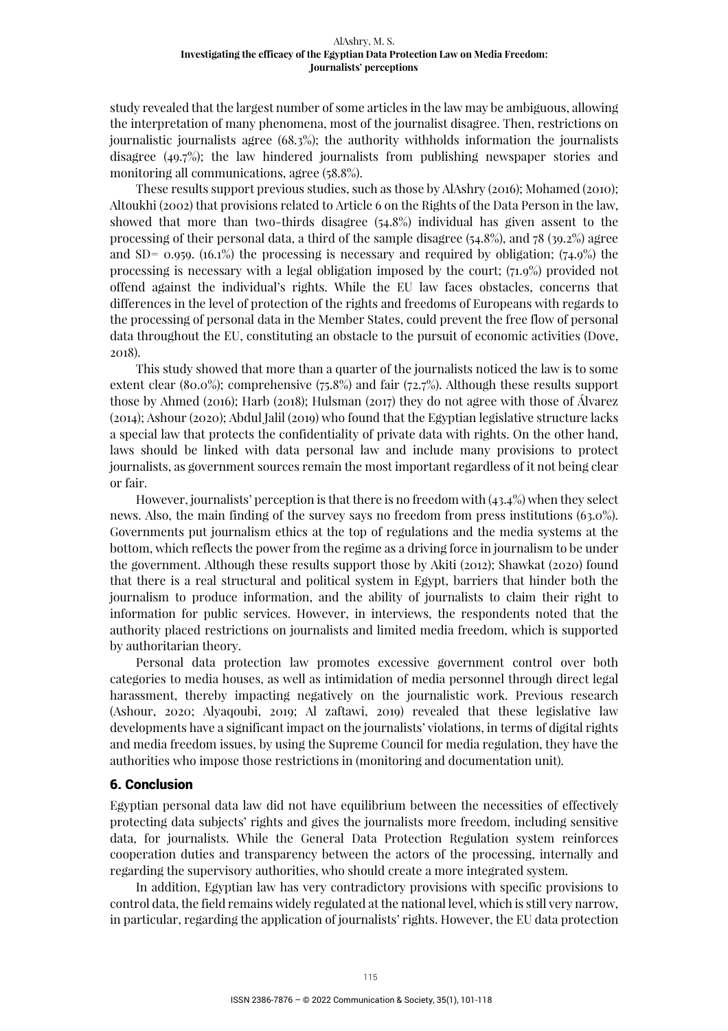study revealed that the largest number of some articles in the law may be ambiguous, allowing the interpretation of many phenomena, most of the journalist disagree. Then, restrictions on journalistic journalists agree (68.3%); the authority withholds information the journalists disagree (49.7%); the law hindered journalists from publishing newspaper stories and monitoring all communications, agree (58.8%).

These results support previous studies, such as those by AlAshry (2016); Mohamed (2010); Altoukhi (2002) that provisions related to Article 6 on the Rights of the Data Person in the law, showed that more than two-thirds disagree (54.8%) individual has given assent to the processing of their personal data, a third of the sample disagree (54.8%), and 78 (39.2%) agree and SD= 0.959. (16.1%) the processing is necessary and required by obligation; (74.9%) the processing is necessary with a legal obligation imposed by the court; (71.9%) provided not offend against the individual's rights. While the EU law faces obstacles, concerns that differences in the level of protection of the rights and freedoms of Europeans with regards to the processing of personal data in the Member States, could prevent the free flow of personal data throughout the EU, constituting an obstacle to the pursuit of economic activities (Dove, 2018).

This study showed that more than a quarter of the journalists noticed the law is to some extent clear (80.0%); comprehensive (75.8%) and fair (72.7%). Although these results support those by Ahmed (2016); Harb (2018); Hulsman (2017) they do not agree with those of Álvarez (2014); Ashour (2020); Abdul Jalil (2019) who found that the Egyptian legislative structure lacks a special law that protects the confidentiality of private data with rights. On the other hand, laws should be linked with data personal law and include many provisions to protect journalists, as government sources remain the most important regardless of it not being clear or fair.

However, journalists' perception is that there is no freedom with (43.4%) when they select news. Also, the main finding of the survey says no freedom from press institutions (63.0%). Governments put journalism ethics at the top of regulations and the media systems at the bottom, which reflects the power from the regime as a driving force in journalism to be under the government. Although these results support those by Akiti (2012); Shawkat (2020) found that there is a real structural and political system in Egypt, barriers that hinder both the journalism to produce information, and the ability of journalists to claim their right to information for public services. However, in interviews, the respondents noted that the authority placed restrictions on journalists and limited media freedom, which is supported by authoritarian theory.

Personal data protection law promotes excessive government control over both categories to media houses, as well as intimidation of media personnel through direct legal harassment, thereby impacting negatively on the journalistic work. Previous research (Ashour, 2020; Alyaqoubi, 2019; Al zaftawi, 2019) revealed that these legislative law developments have a significant impact on the journalists' violations, in terms of digital rights and media freedom issues, by using the Supreme Council for media regulation, they have the authorities who impose those restrictions in (monitoring and documentation unit).

## 6. Conclusion

Egyptian personal data law did not have equilibrium between the necessities of effectively protecting data subjects' rights and gives the journalists more freedom, including sensitive data, for journalists. While the General Data Protection Regulation system reinforces cooperation duties and transparency between the actors of the processing, internally and regarding the supervisory authorities, who should create a more integrated system.

In addition, Egyptian law has very contradictory provisions with specific provisions to control data, the field remains widely regulated at the national level, which is still very narrow, in particular, regarding the application of journalists' rights. However, the EU data protection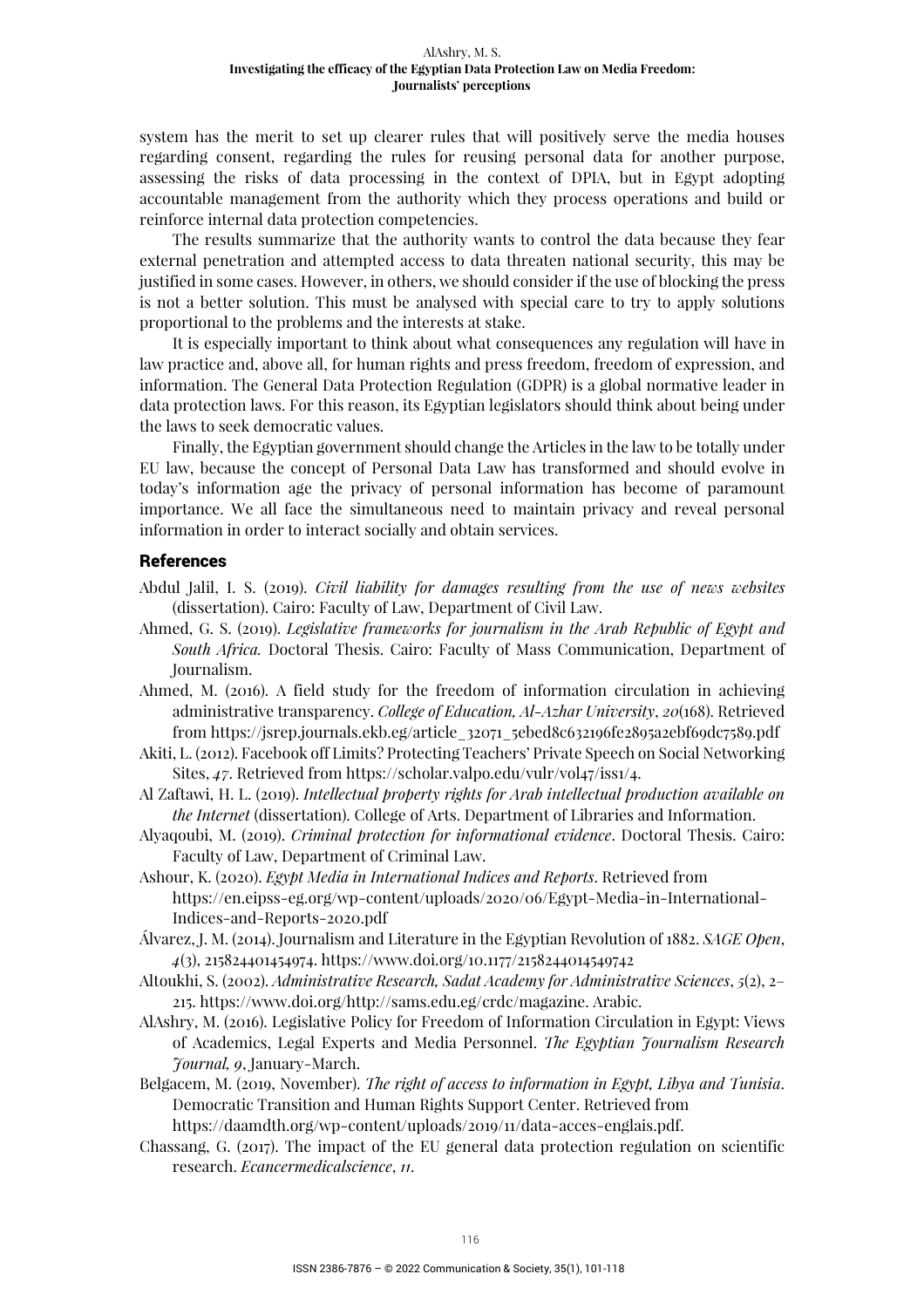system has the merit to set up clearer rules that will positively serve the media houses regarding consent, regarding the rules for reusing personal data for another purpose, assessing the risks of data processing in the context of DPIA, but in Egypt adopting accountable management from the authority which they process operations and build or reinforce internal data protection competencies.

The results summarize that the authority wants to control the data because they fear external penetration and attempted access to data threaten national security, this may be justified in some cases. However, in others, we should consider if the use of blocking the press is not a better solution. This must be analysed with special care to try to apply solutions proportional to the problems and the interests at stake.

It is especially important to think about what consequences any regulation will have in law practice and, above all, for human rights and press freedom, freedom of expression, and information. The General Data Protection Regulation (GDPR) is a global normative leader in data protection laws. For this reason, its Egyptian legislators should think about being under the laws to seek democratic values.

Finally, the Egyptian government should change the Articles in the law to be totally under EU law, because the concept of Personal Data Law has transformed and should evolve in today's information age the privacy of personal information has become of paramount importance. We all face the simultaneous need to maintain privacy and reveal personal information in order to interact socially and obtain services.

## References

Abdul Jalil, I. S. (2019). *Civil liability for damages resulting from the use of news websites* (dissertation). Cairo: Faculty of Law, Department of Civil Law.

Ahmed, G. S. (2019). *Legislative frameworks for journalism in the Arab Republic of Egypt and South Africa.* Doctoral Thesis. Cairo: Faculty of Mass Communication, Department of Journalism.

Ahmed, M. (2016). A field study for the freedom of information circulation in achieving administrative transparency. *College of Education, Al-Azhar University*, *20*(168). Retrieved from https://jsrep.journals.ekb.eg/article_32071_5ebed8c632196fe2895a2ebf69dc7589.pdf

Akiti, L. (2012). Facebook off Limits? Protecting Teachers' Private Speech on Social Networking Sites, *47*. Retrieved from https://scholar.valpo.edu/vulr/vol47/iss1/4.

Al Zaftawi, H. L. (2019). *Intellectual property rights for Arab intellectual production available on the Internet* (dissertation). College of Arts. Department of Libraries and Information.

Alyaqoubi, M. (2019). *Criminal protection for informational evidence*. Doctoral Thesis. Cairo: Faculty of Law, Department of Criminal Law.

Ashour, K. (2020). *Egypt Media in International Indices and Reports*. Retrieved from https://en.eipss-eg.org/wp-content/uploads/2020/06/Egypt-Media-in-International-Indices-and-Reports-2020.pdf

Álvarez, J. M. (2014). Journalism and Literature in the Egyptian Revolution of 1882. *SAGE Open*, *4*(3), 215824401454974. https://www.doi.org/10.1177/2158244014549742

Altoukhi, S. (2002). *Administrative Research, Sadat Academy for Administrative Sciences*, *5*(2), 2–215. https://www.doi.org/http://sams.edu.eg/crdc/magazine. Arabic.

AlAshry, M. (2016). Legislative Policy for Freedom of Information Circulation in Egypt: Views of Academics, Legal Experts and Media Personnel. *The Egyptian Journalism Research Journal, 9*, January-March.

Belgacem, M. (2019, November). *The right of access to information in Egypt, Libya and Tunisia*. Democratic Transition and Human Rights Support Center. Retrieved from https://daamdth.org/wp-content/uploads/2019/11/data-acces-englais.pdf.

Chassang, G. (2017). The impact of the EU general data protection regulation on scientific research. *Ecancermedicalscience*, *11*.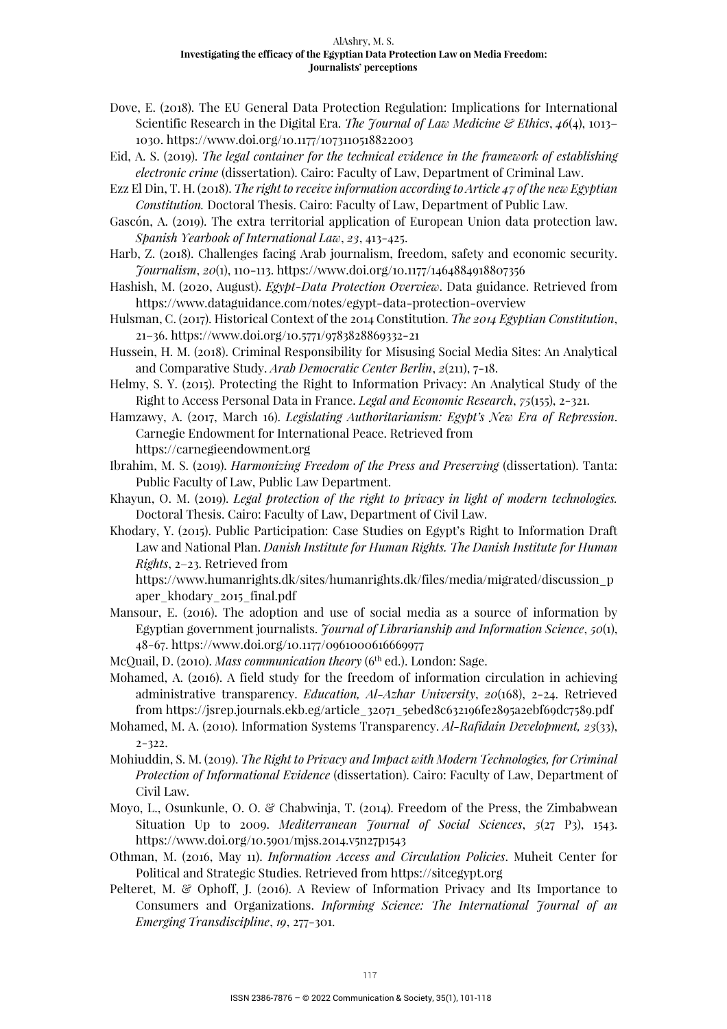Dove, E. (2018). The EU General Data Protection Regulation: Implications for International Scientific Research in the Digital Era. *The Journal of Law Medicine & Ethics*, *46*(4), 1013–1030. https://www.doi.org/10.1177/1073110518822003

Eid, A. S. (2019). *The legal container for the technical evidence in the framework of establishing electronic crime* (dissertation). Cairo: Faculty of Law, Department of Criminal Law.

Ezz El Din, T. H. (2018). *The right to receive information according to Article 47 of the new Egyptian Constitution.* Doctoral Thesis. Cairo: Faculty of Law, Department of Public Law.

Gascón, A. (2019). The extra territorial application of European Union data protection law. *Spanish Yearbook of International Law*, *23*, 413-425.

Harb, Z. (2018). Challenges facing Arab journalism, freedom, safety and economic security. *Journalism*, *20*(1), 110-113. https://www.doi.org/10.1177/1464884918807356

Hashish, M. (2020, August). *Egypt-Data Protection Overview*. Data guidance. Retrieved from https://www.dataguidance.com/notes/egypt-data-protection-overview

Hulsman, C. (2017). Historical Context of the 2014 Constitution. *The 2014 Egyptian Constitution*, 21–36. https://www.doi.org/10.5771/9783828869332-21

Hussein, H. M. (2018). Criminal Responsibility for Misusing Social Media Sites: An Analytical and Comparative Study. *Arab Democratic Center Berlin*, *2*(211), 7-18.

Helmy, S. Y. (2015). Protecting the Right to Information Privacy: An Analytical Study of the Right to Access Personal Data in France. *Legal and Economic Research*, *75*(155), 2-321.

Hamzawy, A. (2017, March 16). *Legislating Authoritarianism: Egypt's New Era of Repression*. Carnegie Endowment for International Peace. Retrieved from https://carnegieendowment.org

Ibrahim, M. S. (2019). *Harmonizing Freedom of the Press and Preserving* (dissertation). Tanta: Public Faculty of Law, Public Law Department.

Khayun, O. M. (2019). *Legal protection of the right to privacy in light of modern technologies.* Doctoral Thesis. Cairo: Faculty of Law, Department of Civil Law.

Khodary, Y. (2015). Public Participation: Case Studies on Egypt's Right to Information Draft Law and National Plan. *Danish Institute for Human Rights. The Danish Institute for Human Rights*, 2–23. Retrieved from https://www.humanrights.dk/sites/humanrights.dk/files/media/migrated/discussion_paper_khodary_2015_final.pdf

Mansour, E. (2016). The adoption and use of social media as a source of information by Egyptian government journalists. *Journal of Librarianship and Information Science*, *50*(1), 48-67. https://www.doi.org/10.1177/0961000616669977

McQuail, D. (2010). *Mass communication theory* (6th ed.). London: Sage.

Mohamed, A. (2016). A field study for the freedom of information circulation in achieving administrative transparency. *Education, Al-Azhar University*, *20*(168), 2-24. Retrieved from https://jsrep.journals.ekb.eg/article_32071_5ebed8c632196fe2895a2ebf69dc7589.pdf

Mohamed, M. A. (2010). Information Systems Transparency. *Al-Rafidain Development, 23*(33), 2-322.

Mohiuddin, S. M. (2019). *The Right to Privacy and Impact with Modern Technologies, for Criminal Protection of Informational Evidence* (dissertation). Cairo: Faculty of Law, Department of Civil Law.

Moyo, L., Osunkunle, O. O. & Chabwinja, T. (2014). Freedom of the Press, the Zimbabwean Situation Up to 2009. *Mediterranean Journal of Social Sciences*, *5*(27 P3), 1543. https://www.doi.org/10.5901/mjss.2014.v5n27p1543

Othman, M. (2016, May 11). *Information Access and Circulation Policies*. Muheit Center for Political and Strategic Studies. Retrieved from https://sitcegypt.org

Pelteret, M. & Ophoff, J. (2016). A Review of Information Privacy and Its Importance to Consumers and Organizations. *Informing Science: The International Journal of an Emerging Transdiscipline*, *19*, 277-301.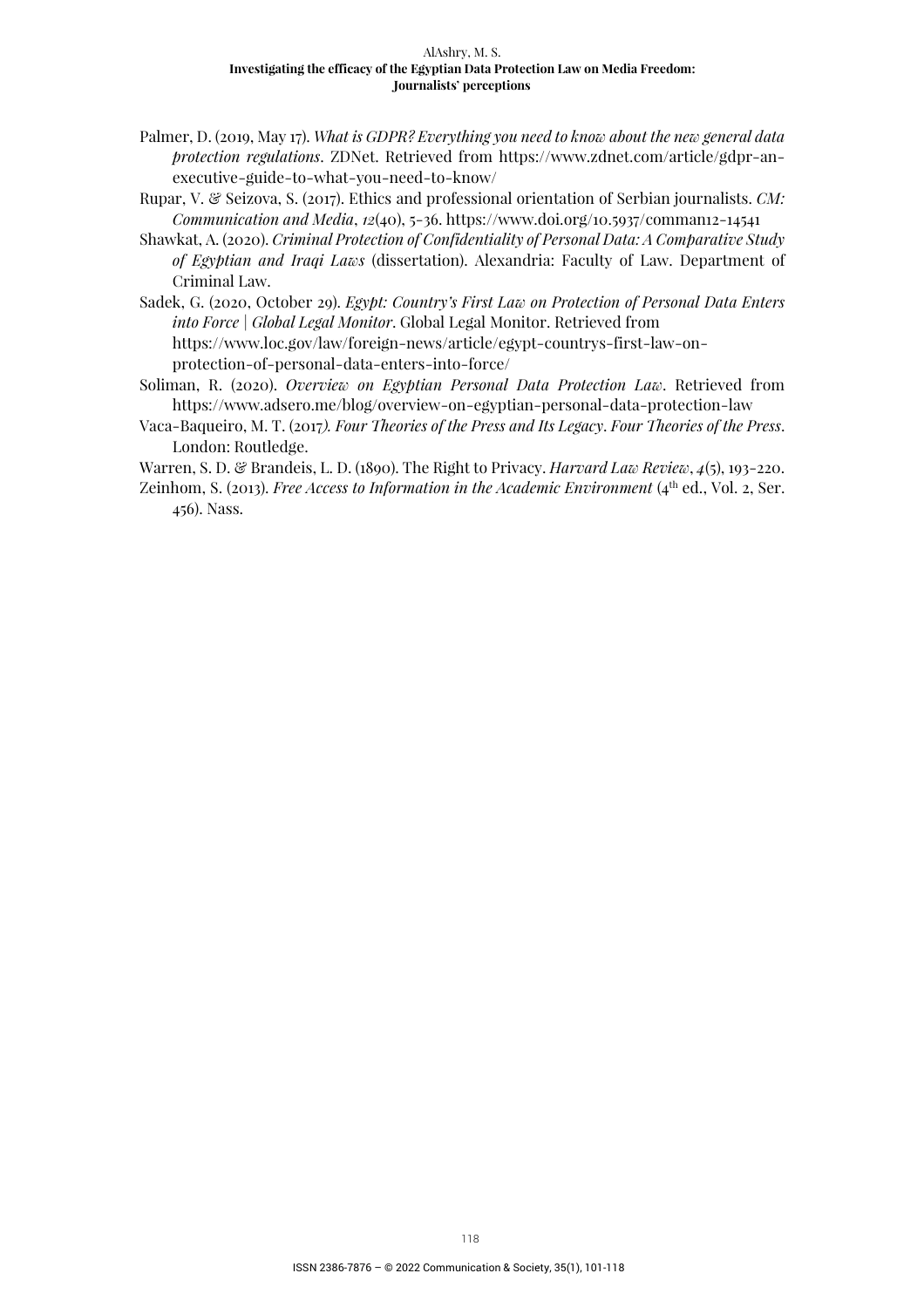Palmer, D. (2019, May 17). *What is GDPR? Everything you need to know about the new general data protection regulations*. ZDNet. Retrieved from https://www.zdnet.com/article/gdpr-an-executive-guide-to-what-you-need-to-know/

Rupar, V. & Seizova, S. (2017). Ethics and professional orientation of Serbian journalists. *CM: Communication and Media*, *12*(40), 5-36. https://www.doi.org/10.5937/comman12-14541

Shawkat, A. (2020). *Criminal Protection of Confidentiality of Personal Data: A Comparative Study of Egyptian and Iraqi Laws* (dissertation). Alexandria: Faculty of Law. Department of Criminal Law.

Sadek, G. (2020, October 29). *Egypt: Country's First Law on Protection of Personal Data Enters into Force | Global Legal Monitor*. Global Legal Monitor. Retrieved from https://www.loc.gov/law/foreign-news/article/egypt-countrys-first-law-on-protection-of-personal-data-enters-into-force/

Soliman, R. (2020). *Overview on Egyptian Personal Data Protection Law*. Retrieved from https://www.adsero.me/blog/overview-on-egyptian-personal-data-protection-law

Vaca-Baqueiro, M. T. (2017*). Four Theories of the Press and Its Legacy*. *Four Theories of the Press*. London: Routledge.

Warren, S. D. & Brandeis, L. D. (1890). The Right to Privacy. *Harvard Law Review*, *4*(5), 193-220.

Zeinhom, S. (2013). *Free Access to Information in the Academic Environment* (4th ed., Vol. 2, Ser. 456). Nass.